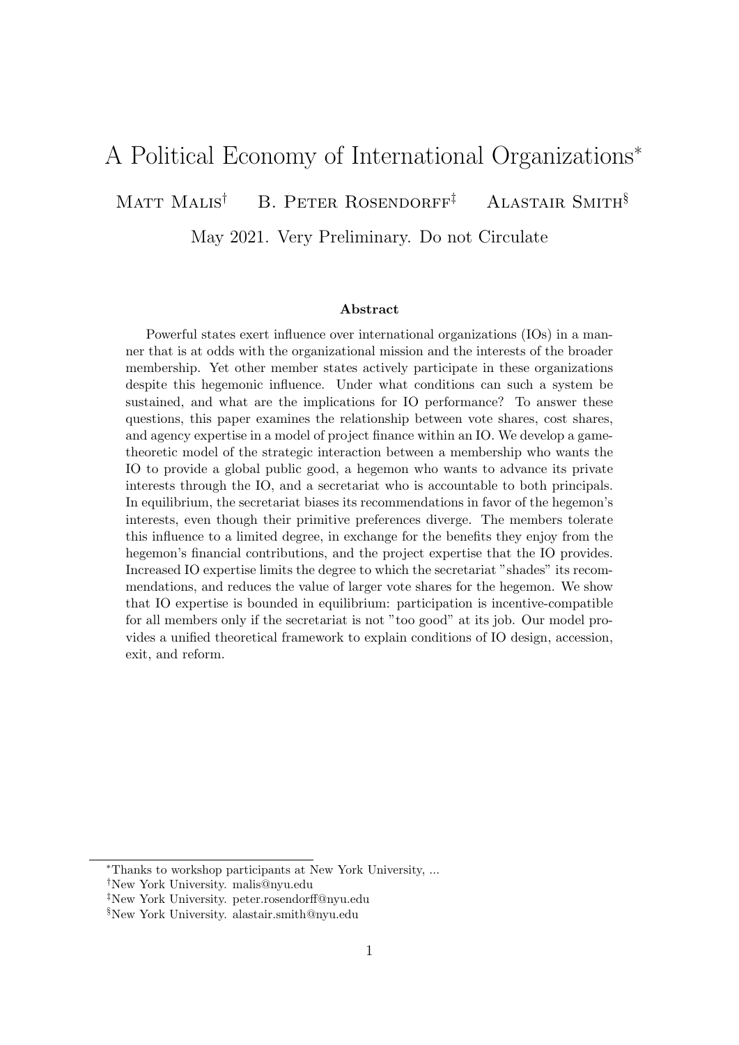# A Political Economy of International Organizations[*]

Matt Malis[†] B. Peter Rosendorff[‡] Alastair Smith[§]

May 2021. Very Preliminary. Do not Circulate

### Abstract

Powerful states exert influence over international organizations (IOs) in a manner that is at odds with the organizational mission and the interests of the broader membership. Yet other member states actively participate in these organizations despite this hegemonic influence. Under what conditions can such a system be sustained, and what are the implications for IO performance? To answer these questions, this paper examines the relationship between vote shares, cost shares, and agency expertise in a model of project finance within an IO. We develop a game-theoretic model of the strategic interaction between a membership who wants the IO to provide a global public good, a hegemon who wants to advance its private interests through the IO, and a secretariat who is accountable to both principals. In equilibrium, the secretariat biases its recommendations in favor of the hegemon's interests, even though their primitive preferences diverge. The members tolerate this influence to a limited degree, in exchange for the benefits they enjoy from the hegemon's financial contributions, and the project expertise that the IO provides. Increased IO expertise limits the degree to which the secretariat "shades" its recommendations, and reduces the value of larger vote shares for the hegemon. We show that IO expertise is bounded in equilibrium: participation is incentive-compatible for all members only if the secretariat is not "too good" at its job. Our model provides a unified theoretical framework to explain conditions of IO design, accession, exit, and reform.

---

[*] Thanks to workshop participants at New York University, ...

[†] New York University. malis@nyu.edu

[‡] New York University. peter.rosendorff@nyu.edu

[§] New York University. alastair.smith@nyu.edu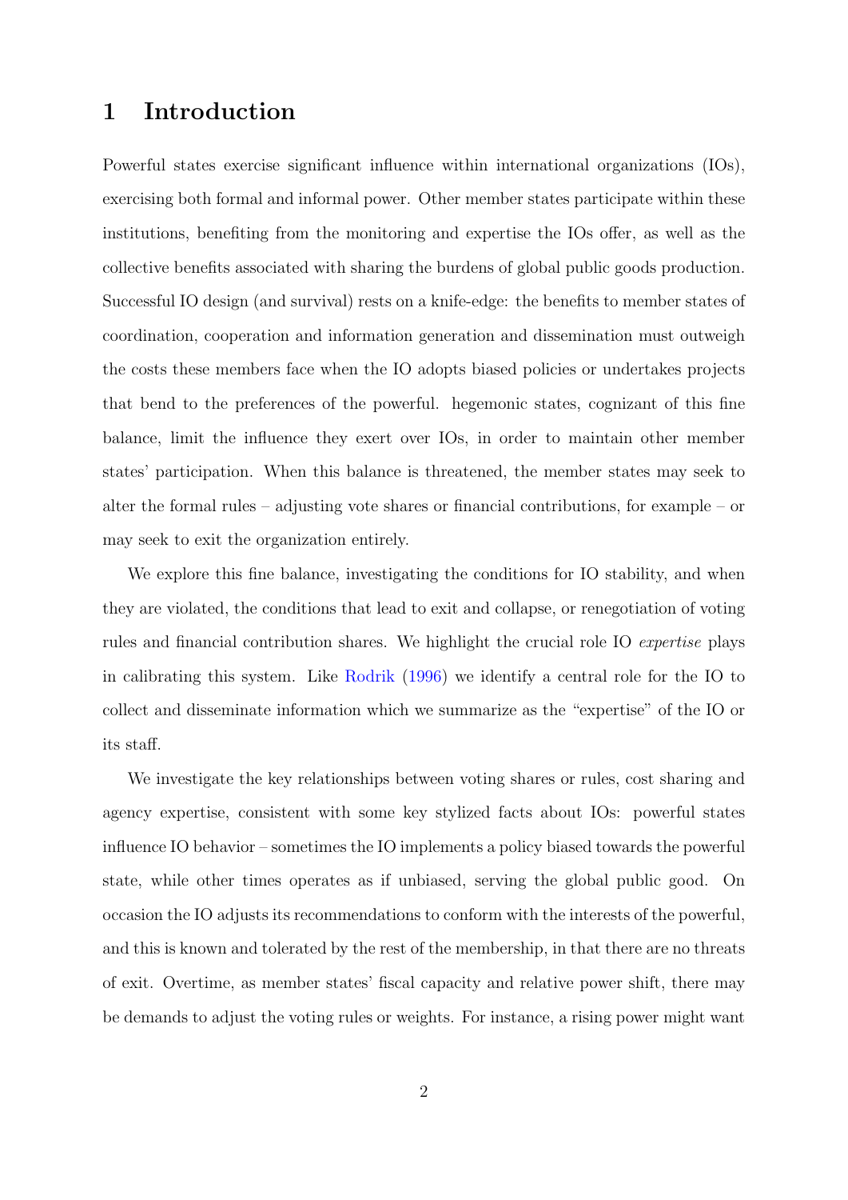# 1 Introduction

Powerful states exercise significant influence within international organizations (IOs), exercising both formal and informal power. Other member states participate within these institutions, benefiting from the monitoring and expertise the IOs offer, as well as the collective benefits associated with sharing the burdens of global public goods production. Successful IO design (and survival) rests on a knife-edge: the benefits to member states of coordination, cooperation and information generation and dissemination must outweigh the costs these members face when the IO adopts biased policies or undertakes projects that bend to the preferences of the powerful. hegemonic states, cognizant of this fine balance, limit the influence they exert over IOs, in order to maintain other member states' participation. When this balance is threatened, the member states may seek to alter the formal rules – adjusting vote shares or financial contributions, for example – or may seek to exit the organization entirely.

We explore this fine balance, investigating the conditions for IO stability, and when they are violated, the conditions that lead to exit and collapse, or renegotiation of voting rules and financial contribution shares. We highlight the crucial role IO *expertise* plays in calibrating this system. Like Rodrik (1996) we identify a central role for the IO to collect and disseminate information which we summarize as the "expertise" of the IO or its staff.

We investigate the key relationships between voting shares or rules, cost sharing and agency expertise, consistent with some key stylized facts about IOs: powerful states influence IO behavior – sometimes the IO implements a policy biased towards the powerful state, while other times operates as if unbiased, serving the global public good. On occasion the IO adjusts its recommendations to conform with the interests of the powerful, and this is known and tolerated by the rest of the membership, in that there are no threats of exit. Overtime, as member states' fiscal capacity and relative power shift, there may be demands to adjust the voting rules or weights. For instance, a rising power might want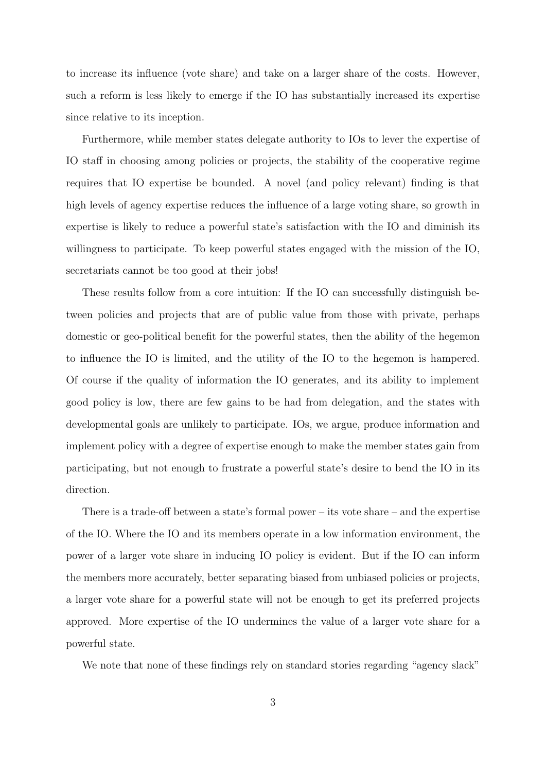to increase its influence (vote share) and take on a larger share of the costs. However, such a reform is less likely to emerge if the IO has substantially increased its expertise since relative to its inception.

Furthermore, while member states delegate authority to IOs to lever the expertise of IO staff in choosing among policies or projects, the stability of the cooperative regime requires that IO expertise be bounded. A novel (and policy relevant) finding is that high levels of agency expertise reduces the influence of a large voting share, so growth in expertise is likely to reduce a powerful state's satisfaction with the IO and diminish its willingness to participate. To keep powerful states engaged with the mission of the IO, secretariats cannot be too good at their jobs!

These results follow from a core intuition: If the IO can successfully distinguish between policies and projects that are of public value from those with private, perhaps domestic or geo-political benefit for the powerful states, then the ability of the hegemon to influence the IO is limited, and the utility of the IO to the hegemon is hampered. Of course if the quality of information the IO generates, and its ability to implement good policy is low, there are few gains to be had from delegation, and the states with developmental goals are unlikely to participate. IOs, we argue, produce information and implement policy with a degree of expertise enough to make the member states gain from participating, but not enough to frustrate a powerful state's desire to bend the IO in its direction.

There is a trade-off between a state's formal power – its vote share – and the expertise of the IO. Where the IO and its members operate in a low information environment, the power of a larger vote share in inducing IO policy is evident. But if the IO can inform the members more accurately, better separating biased from unbiased policies or projects, a larger vote share for a powerful state will not be enough to get its preferred projects approved. More expertise of the IO undermines the value of a larger vote share for a powerful state.

We note that none of these findings rely on standard stories regarding "agency slack"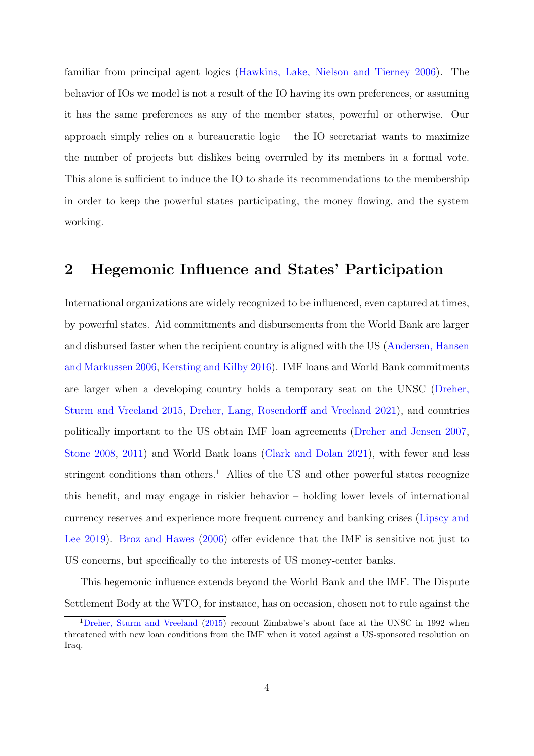familiar from principal agent logics (Hawkins, Lake, Nielson and Tierney 2006). The behavior of IOs we model is not a result of the IO having its own preferences, or assuming it has the same preferences as any of the member states, powerful or otherwise. Our approach simply relies on a bureaucratic logic – the IO secretariat wants to maximize the number of projects but dislikes being overruled by its members in a formal vote. This alone is sufficient to induce the IO to shade its recommendations to the membership in order to keep the powerful states participating, the money flowing, and the system working.

## 2 Hegemonic Influence and States' Participation

International organizations are widely recognized to be influenced, even captured at times, by powerful states. Aid commitments and disbursements from the World Bank are larger and disbursed faster when the recipient country is aligned with the US (Andersen, Hansen and Markussen 2006, Kersting and Kilby 2016). IMF loans and World Bank commitments are larger when a developing country holds a temporary seat on the UNSC (Dreher, Sturm and Vreeland 2015, Dreher, Lang, Rosendorff and Vreeland 2021), and countries politically important to the US obtain IMF loan agreements (Dreher and Jensen 2007, Stone 2008, 2011) and World Bank loans (Clark and Dolan 2021), with fewer and less stringent conditions than others.[1] Allies of the US and other powerful states recognize this benefit, and may engage in riskier behavior – holding lower levels of international currency reserves and experience more frequent currency and banking crises (Lipscy and Lee 2019). Broz and Hawes (2006) offer evidence that the IMF is sensitive not just to US concerns, but specifically to the interests of US money-center banks.

This hegemonic influence extends beyond the World Bank and the IMF. The Dispute Settlement Body at the WTO, for instance, has on occasion, chosen not to rule against the

[1] Dreher, Sturm and Vreeland (2015) recount Zimbabwe's about face at the UNSC in 1992 when threatened with new loan conditions from the IMF when it voted against a US-sponsored resolution on Iraq.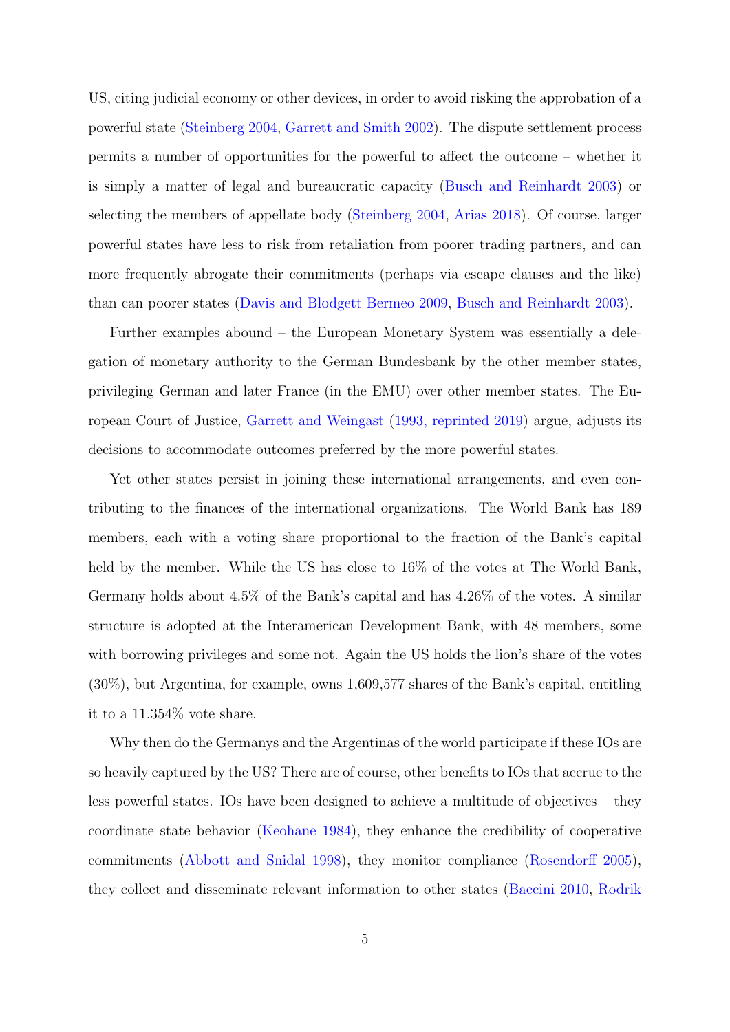US, citing judicial economy or other devices, in order to avoid risking the approbation of a powerful state (Steinberg 2004, Garrett and Smith 2002). The dispute settlement process permits a number of opportunities for the powerful to affect the outcome – whether it is simply a matter of legal and bureaucratic capacity (Busch and Reinhardt 2003) or selecting the members of appellate body (Steinberg 2004, Arias 2018). Of course, larger powerful states have less to risk from retaliation from poorer trading partners, and can more frequently abrogate their commitments (perhaps via escape clauses and the like) than can poorer states (Davis and Blodgett Bermeo 2009, Busch and Reinhardt 2003).

Further examples abound – the European Monetary System was essentially a delegation of monetary authority to the German Bundesbank by the other member states, privileging German and later France (in the EMU) over other member states. The European Court of Justice, Garrett and Weingast (1993, reprinted 2019) argue, adjusts its decisions to accommodate outcomes preferred by the more powerful states.

Yet other states persist in joining these international arrangements, and even contributing to the finances of the international organizations. The World Bank has 189 members, each with a voting share proportional to the fraction of the Bank's capital held by the member. While the US has close to 16% of the votes at The World Bank, Germany holds about 4.5% of the Bank's capital and has 4.26% of the votes. A similar structure is adopted at the Interamerican Development Bank, with 48 members, some with borrowing privileges and some not. Again the US holds the lion's share of the votes (30%), but Argentina, for example, owns 1,609,577 shares of the Bank's capital, entitling it to a 11.354% vote share.

Why then do the Germanys and the Argentinas of the world participate if these IOs are so heavily captured by the US? There are of course, other benefits to IOs that accrue to the less powerful states. IOs have been designed to achieve a multitude of objectives – they coordinate state behavior (Keohane 1984), they enhance the credibility of cooperative commitments (Abbott and Snidal 1998), they monitor compliance (Rosendorff 2005), they collect and disseminate relevant information to other states (Baccini 2010, Rodrik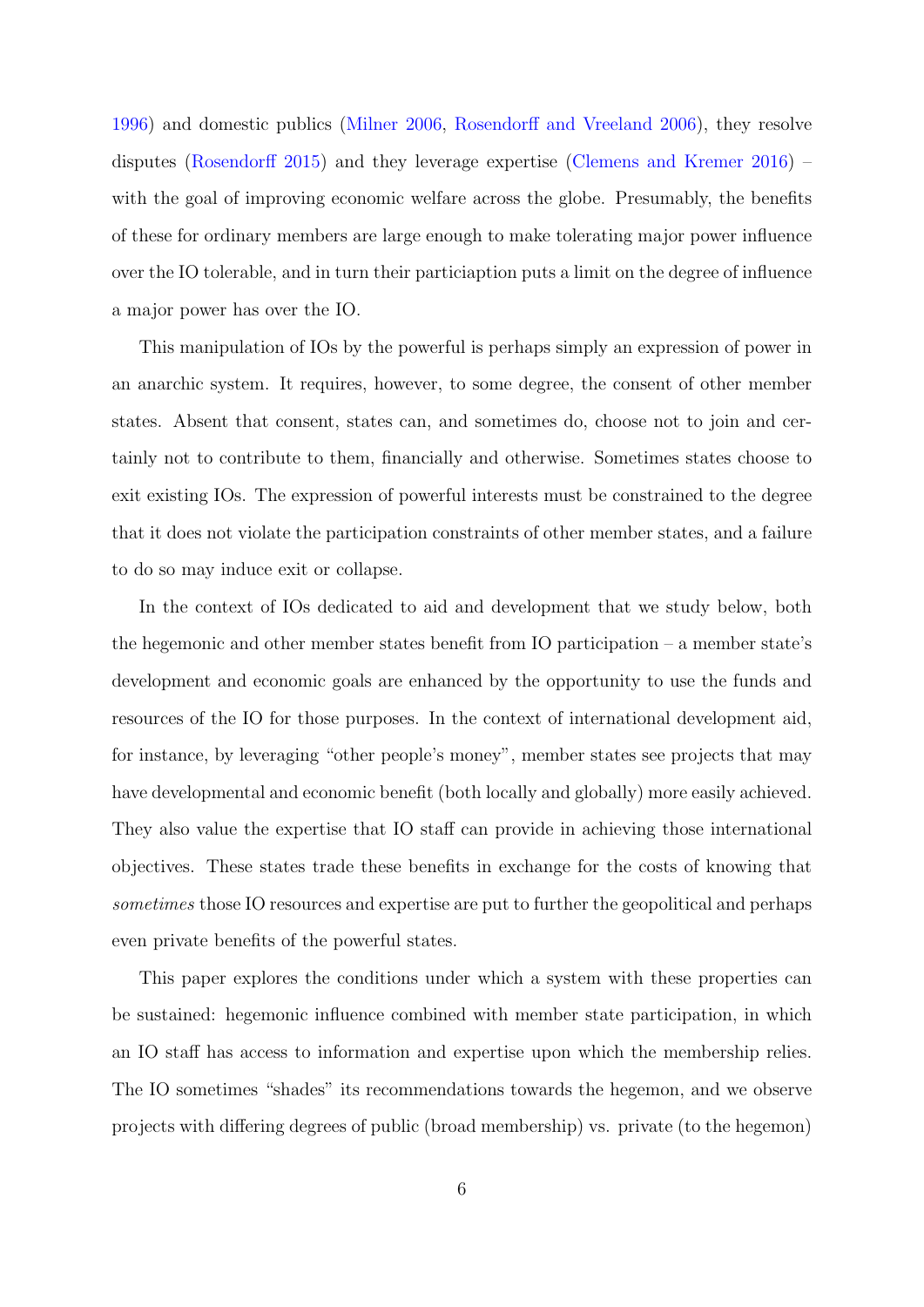1996) and domestic publics (Milner 2006, Rosendorff and Vreeland 2006), they resolve disputes (Rosendorff 2015) and they leverage expertise (Clemens and Kremer 2016) – with the goal of improving economic welfare across the globe. Presumably, the benefits of these for ordinary members are large enough to make tolerating major power influence over the IO tolerable, and in turn their particiaption puts a limit on the degree of influence a major power has over the IO.

This manipulation of IOs by the powerful is perhaps simply an expression of power in an anarchic system. It requires, however, to some degree, the consent of other member states. Absent that consent, states can, and sometimes do, choose not to join and certainly not to contribute to them, financially and otherwise. Sometimes states choose to exit existing IOs. The expression of powerful interests must be constrained to the degree that it does not violate the participation constraints of other member states, and a failure to do so may induce exit or collapse.

In the context of IOs dedicated to aid and development that we study below, both the hegemonic and other member states benefit from IO participation – a member state's development and economic goals are enhanced by the opportunity to use the funds and resources of the IO for those purposes. In the context of international development aid, for instance, by leveraging "other people's money", member states see projects that may have developmental and economic benefit (both locally and globally) more easily achieved. They also value the expertise that IO staff can provide in achieving those international objectives. These states trade these benefits in exchange for the costs of knowing that *sometimes* those IO resources and expertise are put to further the geopolitical and perhaps even private benefits of the powerful states.

This paper explores the conditions under which a system with these properties can be sustained: hegemonic influence combined with member state participation, in which an IO staff has access to information and expertise upon which the membership relies. The IO sometimes "shades" its recommendations towards the hegemon, and we observe projects with differing degrees of public (broad membership) vs. private (to the hegemon)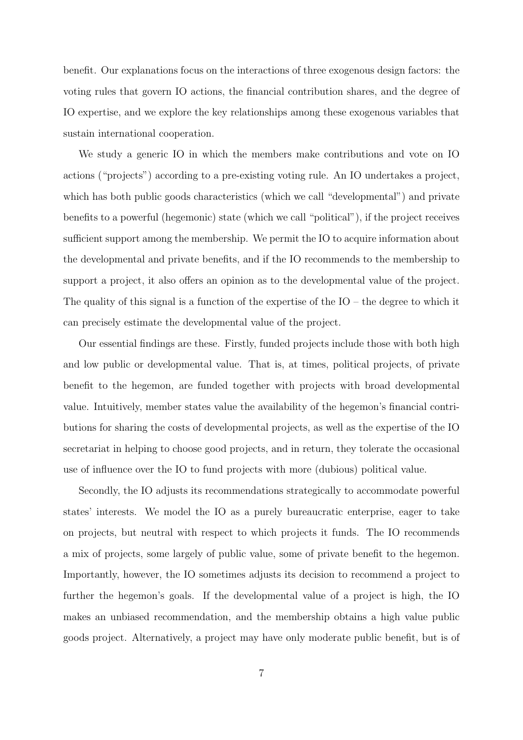benefit. Our explanations focus on the interactions of three exogenous design factors: the voting rules that govern IO actions, the financial contribution shares, and the degree of IO expertise, and we explore the key relationships among these exogenous variables that sustain international cooperation.

We study a generic IO in which the members make contributions and vote on IO actions ("projects") according to a pre-existing voting rule. An IO undertakes a project, which has both public goods characteristics (which we call "developmental") and private benefits to a powerful (hegemonic) state (which we call "political"), if the project receives sufficient support among the membership. We permit the IO to acquire information about the developmental and private benefits, and if the IO recommends to the membership to support a project, it also offers an opinion as to the developmental value of the project. The quality of this signal is a function of the expertise of the IO – the degree to which it can precisely estimate the developmental value of the project.

Our essential findings are these. Firstly, funded projects include those with both high and low public or developmental value. That is, at times, political projects, of private benefit to the hegemon, are funded together with projects with broad developmental value. Intuitively, member states value the availability of the hegemon's financial contributions for sharing the costs of developmental projects, as well as the expertise of the IO secretariat in helping to choose good projects, and in return, they tolerate the occasional use of influence over the IO to fund projects with more (dubious) political value.

Secondly, the IO adjusts its recommendations strategically to accommodate powerful states' interests. We model the IO as a purely bureaucratic enterprise, eager to take on projects, but neutral with respect to which projects it funds. The IO recommends a mix of projects, some largely of public value, some of private benefit to the hegemon. Importantly, however, the IO sometimes adjusts its decision to recommend a project to further the hegemon's goals. If the developmental value of a project is high, the IO makes an unbiased recommendation, and the membership obtains a high value public goods project. Alternatively, a project may have only moderate public benefit, but is of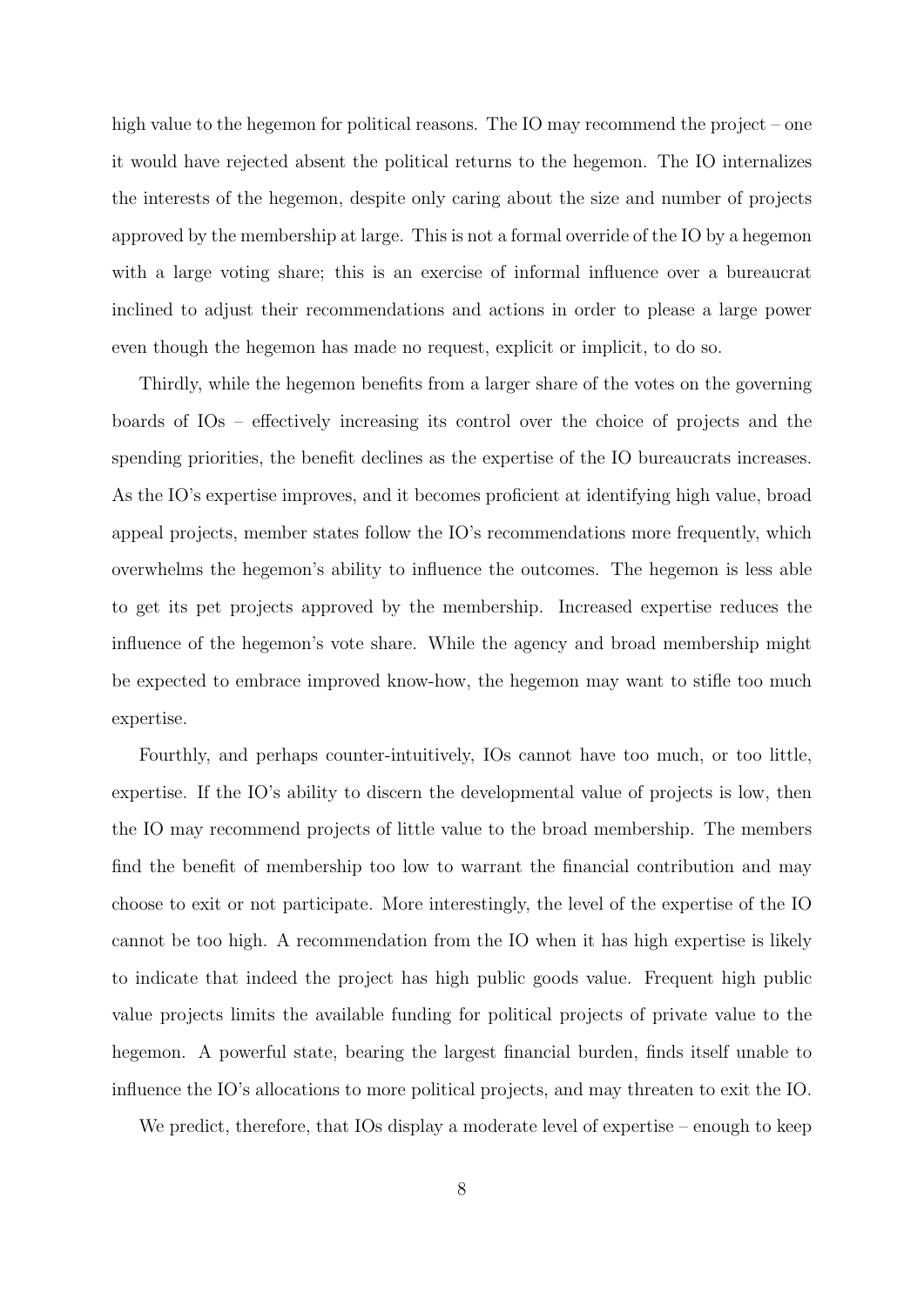high value to the hegemon for political reasons. The IO may recommend the project – one it would have rejected absent the political returns to the hegemon. The IO internalizes the interests of the hegemon, despite only caring about the size and number of projects approved by the membership at large. This is not a formal override of the IO by a hegemon with a large voting share; this is an exercise of informal influence over a bureaucrat inclined to adjust their recommendations and actions in order to please a large power even though the hegemon has made no request, explicit or implicit, to do so.

Thirdly, while the hegemon benefits from a larger share of the votes on the governing boards of IOs – effectively increasing its control over the choice of projects and the spending priorities, the benefit declines as the expertise of the IO bureaucrats increases. As the IO's expertise improves, and it becomes proficient at identifying high value, broad appeal projects, member states follow the IO's recommendations more frequently, which overwhelms the hegemon's ability to influence the outcomes. The hegemon is less able to get its pet projects approved by the membership. Increased expertise reduces the influence of the hegemon's vote share. While the agency and broad membership might be expected to embrace improved know-how, the hegemon may want to stifle too much expertise.

Fourthly, and perhaps counter-intuitively, IOs cannot have too much, or too little, expertise. If the IO's ability to discern the developmental value of projects is low, then the IO may recommend projects of little value to the broad membership. The members find the benefit of membership too low to warrant the financial contribution and may choose to exit or not participate. More interestingly, the level of the expertise of the IO cannot be too high. A recommendation from the IO when it has high expertise is likely to indicate that indeed the project has high public goods value. Frequent high public value projects limits the available funding for political projects of private value to the hegemon. A powerful state, bearing the largest financial burden, finds itself unable to influence the IO's allocations to more political projects, and may threaten to exit the IO.

We predict, therefore, that IOs display a moderate level of expertise – enough to keep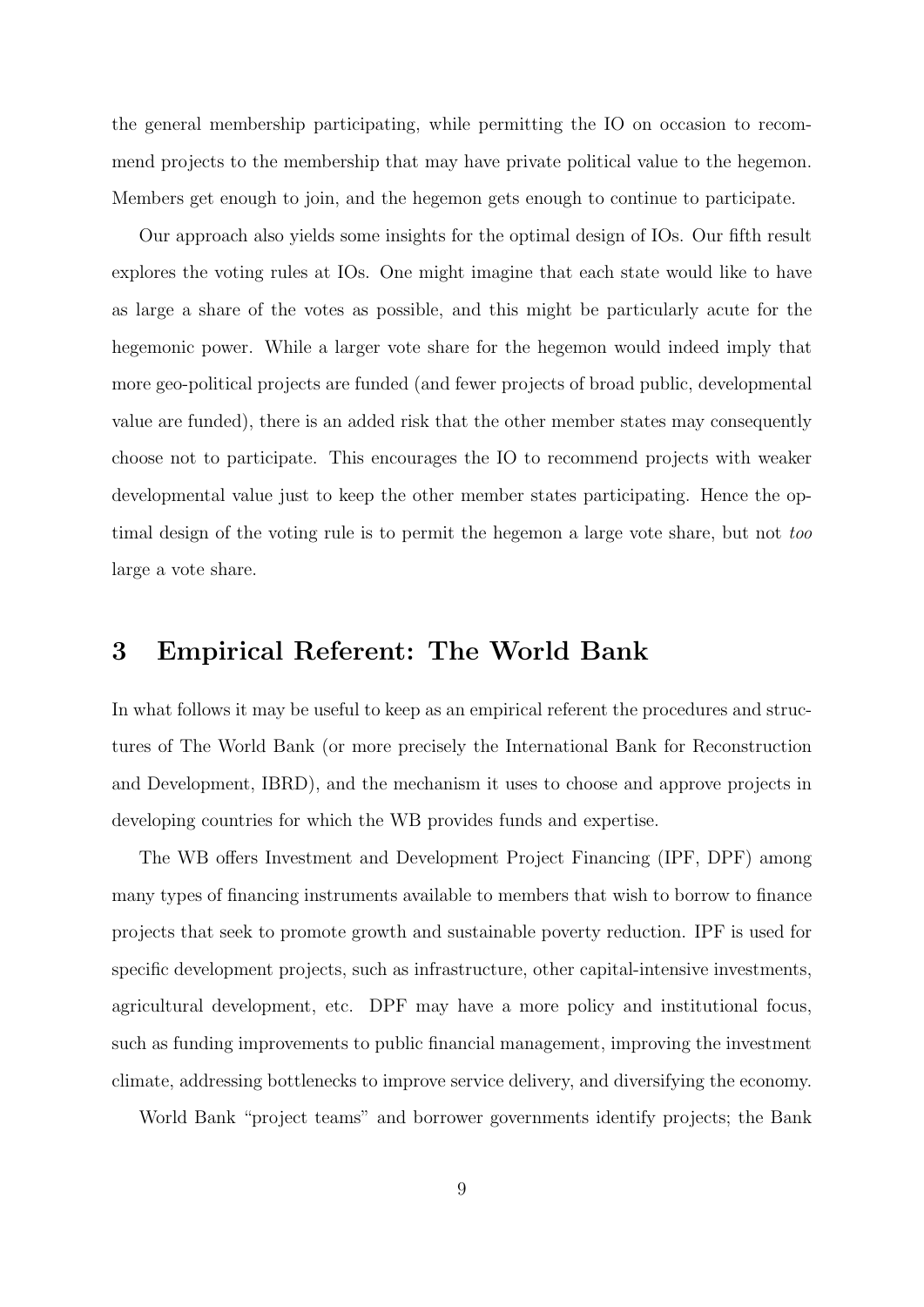the general membership participating, while permitting the IO on occasion to recommend projects to the membership that may have private political value to the hegemon. Members get enough to join, and the hegemon gets enough to continue to participate.

Our approach also yields some insights for the optimal design of IOs. Our fifth result explores the voting rules at IOs. One might imagine that each state would like to have as large a share of the votes as possible, and this might be particularly acute for the hegemonic power. While a larger vote share for the hegemon would indeed imply that more geo-political projects are funded (and fewer projects of broad public, developmental value are funded), there is an added risk that the other member states may consequently choose not to participate. This encourages the IO to recommend projects with weaker developmental value just to keep the other member states participating. Hence the optimal design of the voting rule is to permit the hegemon a large vote share, but not *too* large a vote share.

## 3 Empirical Referent: The World Bank

In what follows it may be useful to keep as an empirical referent the procedures and structures of The World Bank (or more precisely the International Bank for Reconstruction and Development, IBRD), and the mechanism it uses to choose and approve projects in developing countries for which the WB provides funds and expertise.

The WB offers Investment and Development Project Financing (IPF, DPF) among many types of financing instruments available to members that wish to borrow to finance projects that seek to promote growth and sustainable poverty reduction. IPF is used for specific development projects, such as infrastructure, other capital-intensive investments, agricultural development, etc. DPF may have a more policy and institutional focus, such as funding improvements to public financial management, improving the investment climate, addressing bottlenecks to improve service delivery, and diversifying the economy.

World Bank "project teams" and borrower governments identify projects; the Bank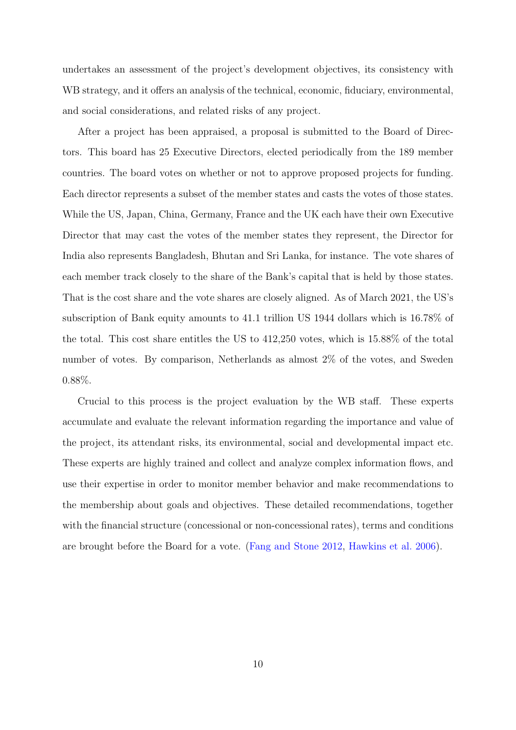undertakes an assessment of the project's development objectives, its consistency with WB strategy, and it offers an analysis of the technical, economic, fiduciary, environmental, and social considerations, and related risks of any project.

After a project has been appraised, a proposal is submitted to the Board of Directors. This board has 25 Executive Directors, elected periodically from the 189 member countries. The board votes on whether or not to approve proposed projects for funding. Each director represents a subset of the member states and casts the votes of those states. While the US, Japan, China, Germany, France and the UK each have their own Executive Director that may cast the votes of the member states they represent, the Director for India also represents Bangladesh, Bhutan and Sri Lanka, for instance. The vote shares of each member track closely to the share of the Bank's capital that is held by those states. That is the cost share and the vote shares are closely aligned. As of March 2021, the US's subscription of Bank equity amounts to 41.1 trillion US 1944 dollars which is 16.78% of the total. This cost share entitles the US to 412,250 votes, which is 15.88% of the total number of votes. By comparison, Netherlands as almost 2% of the votes, and Sweden 0.88%.

Crucial to this process is the project evaluation by the WB staff. These experts accumulate and evaluate the relevant information regarding the importance and value of the project, its attendant risks, its environmental, social and developmental impact etc. These experts are highly trained and collect and analyze complex information flows, and use their expertise in order to monitor member behavior and make recommendations to the membership about goals and objectives. These detailed recommendations, together with the financial structure (concessional or non-concessional rates), terms and conditions are brought before the Board for a vote. (Fang and Stone 2012, Hawkins et al. 2006).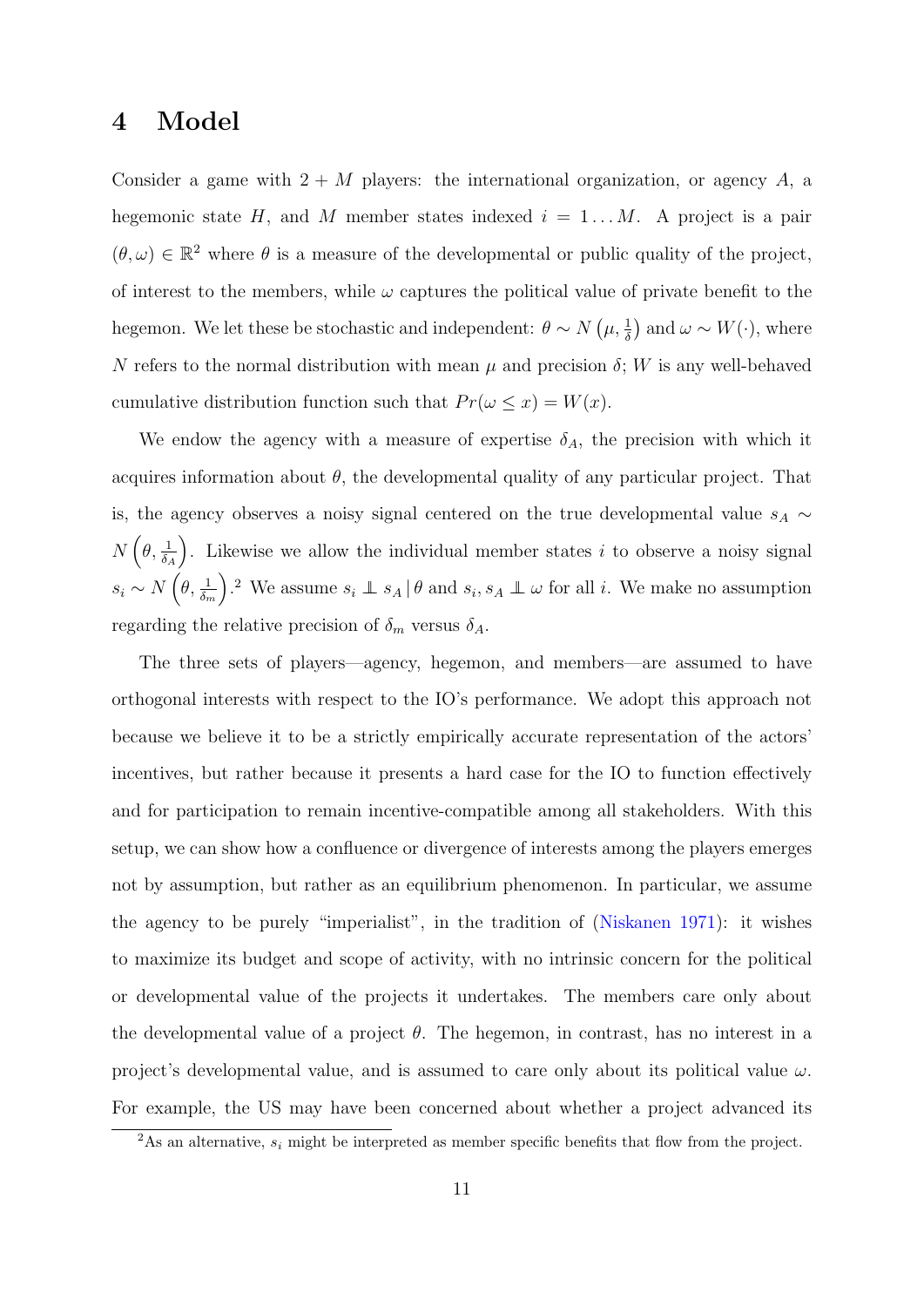# 4 Model

Consider a game with $2 + M$ players: the international organization, or agency $A$, a hegemonic state $H$, and $M$ member states indexed $i = 1 \ldots M$. A project is a pair $(\theta, \omega) \in \mathbb{R}^2$ where $\theta$ is a measure of the developmental or public quality of the project, of interest to the members, while $\omega$ captures the political value of private benefit to the hegemon. We let these be stochastic and independent: $\theta \sim N\left(\mu, \frac{1}{\delta}\right)$ and $\omega \sim W(\cdot)$, where $N$ refers to the normal distribution with mean $\mu$ and precision $\delta$; $W$ is any well-behaved cumulative distribution function such that $Pr(\omega \leq x) = W(x)$.

We endow the agency with a measure of expertise $\delta_A$, the precision with which it acquires information about $\theta$, the developmental quality of any particular project. That is, the agency observes a noisy signal centered on the true developmental value $s_A \sim N\left(\theta, \frac{1}{\delta_A}\right)$. Likewise we allow the individual member states $i$ to observe a noisy signal $s_i \sim N\left(\theta, \frac{1}{\delta_m}\right)$.[2] We assume $s_i \perp\!\!\!\perp s_A \,|\, \theta$ and $s_i, s_A \perp\!\!\!\perp \omega$ for all $i$. We make no assumption regarding the relative precision of $\delta_m$ versus $\delta_A$.

The three sets of players—agency, hegemon, and members—are assumed to have orthogonal interests with respect to the IO's performance. We adopt this approach not because we believe it to be a strictly empirically accurate representation of the actors' incentives, but rather because it presents a hard case for the IO to function effectively and for participation to remain incentive-compatible among all stakeholders. With this setup, we can show how a confluence or divergence of interests among the players emerges not by assumption, but rather as an equilibrium phenomenon. In particular, we assume the agency to be purely "imperialist", in the tradition of (Niskanen 1971): it wishes to maximize its budget and scope of activity, with no intrinsic concern for the political or developmental value of the projects it undertakes. The members care only about the developmental value of a project $\theta$. The hegemon, in contrast, has no interest in a project's developmental value, and is assumed to care only about its political value $\omega$. For example, the US may have been concerned about whether a project advanced its

[2] As an alternative, $s_i$ might be interpreted as member specific benefits that flow from the project.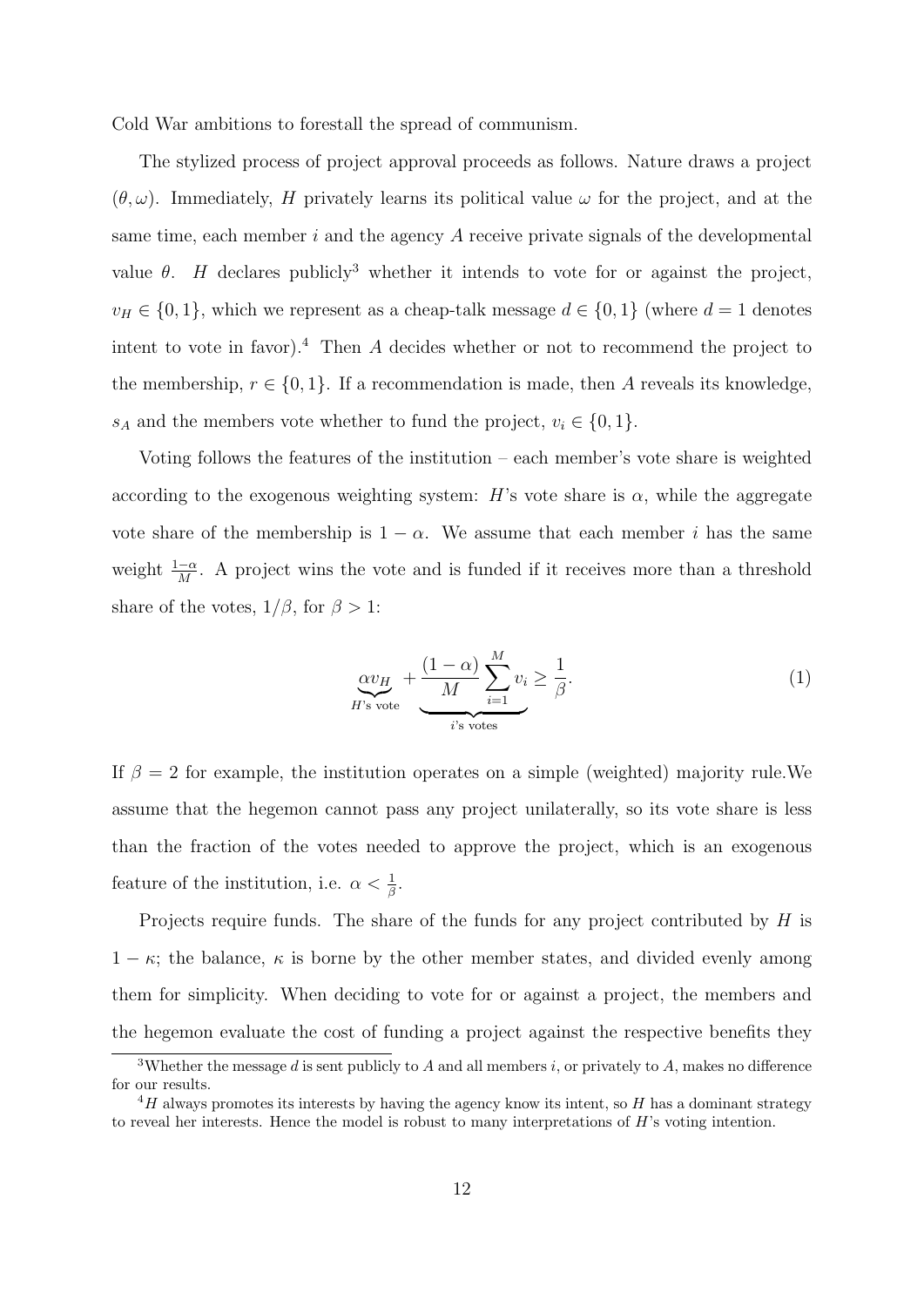Cold War ambitions to forestall the spread of communism.

The stylized process of project approval proceeds as follows. Nature draws a project $(\theta, \omega)$. Immediately, $H$ privately learns its political value $\omega$ for the project, and at the same time, each member $i$ and the agency $A$ receive private signals of the developmental value $\theta$. $H$ declares publicly[3] whether it intends to vote for or against the project, $v_H \in \{0, 1\}$, which we represent as a cheap-talk message $d \in \{0, 1\}$ (where $d = 1$ denotes intent to vote in favor).[4] Then $A$ decides whether or not to recommend the project to the membership, $r \in \{0, 1\}$. If a recommendation is made, then $A$ reveals its knowledge, $s_A$ and the members vote whether to fund the project, $v_i \in \{0, 1\}$.

Voting follows the features of the institution – each member's vote share is weighted according to the exogenous weighting system: $H$'s vote share is $\alpha$, while the aggregate vote share of the membership is $1 - \alpha$. We assume that each member $i$ has the same weight $\frac{1-\alpha}{M}$. A project wins the vote and is funded if it receives more than a threshold share of the votes, $1/\beta$, for $\beta > 1$:

$$\underbrace{\alpha v_H}_{H\text{'s vote}} + \underbrace{\frac{(1-\alpha)}{M} \sum_{i=1}^{M} v_i}_{i\text{'s votes}} \geq \frac{1}{\beta}. \tag{1}$$

If $\beta = 2$ for example, the institution operates on a simple (weighted) majority rule.We assume that the hegemon cannot pass any project unilaterally, so its vote share is less than the fraction of the votes needed to approve the project, which is an exogenous feature of the institution, i.e. $\alpha < \frac{1}{\beta}$.

Projects require funds. The share of the funds for any project contributed by $H$ is $1 - \kappa$; the balance, $\kappa$ is borne by the other member states, and divided evenly among them for simplicity. When deciding to vote for or against a project, the members and the hegemon evaluate the cost of funding a project against the respective benefits they

[3] Whether the message $d$ is sent publicly to $A$ and all members $i$, or privately to $A$, makes no difference for our results.

[4] $H$ always promotes its interests by having the agency know its intent, so $H$ has a dominant strategy to reveal her interests. Hence the model is robust to many interpretations of $H$'s voting intention.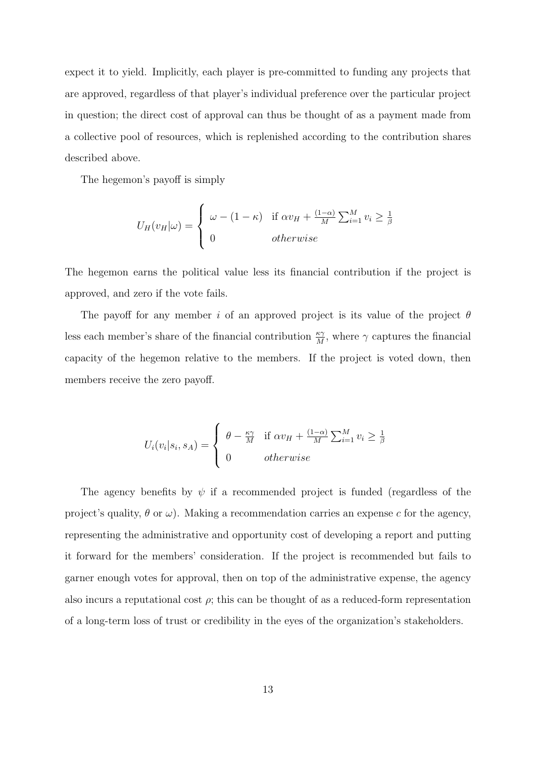expect it to yield. Implicitly, each player is pre-committed to funding any projects that are approved, regardless of that player's individual preference over the particular project in question; the direct cost of approval can thus be thought of as a payment made from a collective pool of resources, which is replenished according to the contribution shares described above.

The hegemon's payoff is simply

$$U_H(v_H|\omega) = \begin{cases} \omega - (1-\kappa) & \text{if } \alpha v_H + \frac{(1-\alpha)}{M}\sum_{i=1}^{M} v_i \geq \frac{1}{\beta} \\ 0 & \textit{otherwise} \end{cases}$$

The hegemon earns the political value less its financial contribution if the project is approved, and zero if the vote fails.

The payoff for any member $i$ of an approved project is its value of the project $\theta$ less each member's share of the financial contribution $\frac{\kappa\gamma}{M}$, where $\gamma$ captures the financial capacity of the hegemon relative to the members. If the project is voted down, then members receive the zero payoff.

$$U_i(v_i|s_i, s_A) = \begin{cases} \theta - \frac{\kappa\gamma}{M} & \text{if } \alpha v_H + \frac{(1-\alpha)}{M}\sum_{i=1}^{M} v_i \geq \frac{1}{\beta} \\ 0 & \textit{otherwise} \end{cases}$$

The agency benefits by $\psi$ if a recommended project is funded (regardless of the project's quality, $\theta$ or $\omega$). Making a recommendation carries an expense $c$ for the agency, representing the administrative and opportunity cost of developing a report and putting it forward for the members' consideration. If the project is recommended but fails to garner enough votes for approval, then on top of the administrative expense, the agency also incurs a reputational cost $\rho$; this can be thought of as a reduced-form representation of a long-term loss of trust or credibility in the eyes of the organization's stakeholders.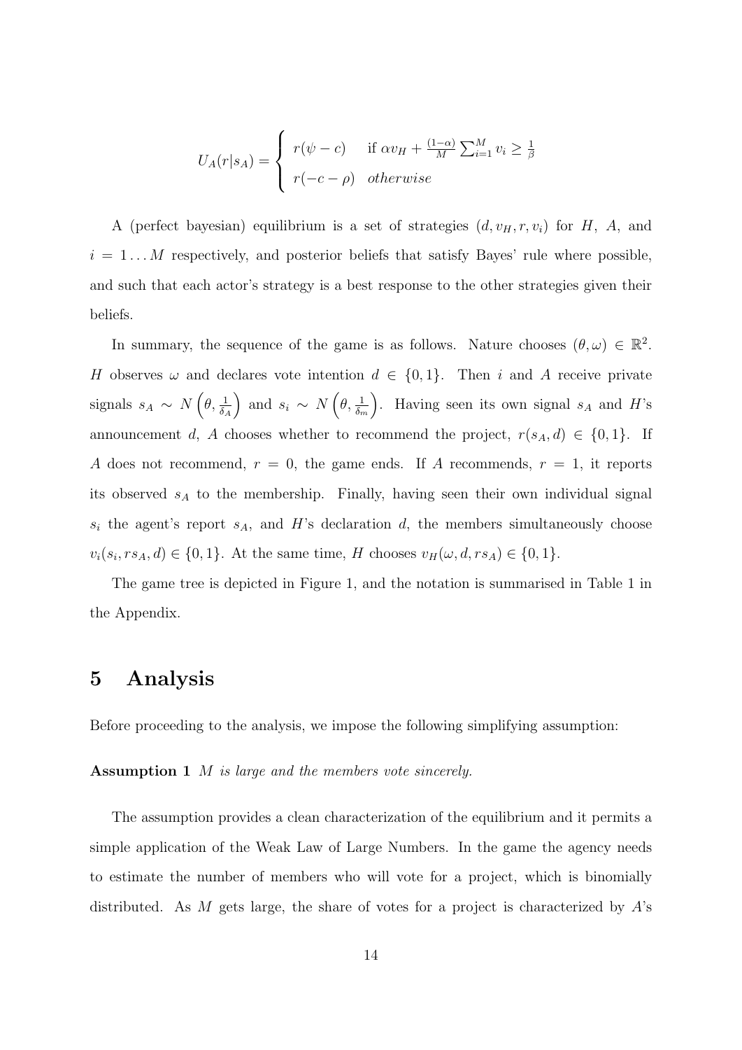$$U_A(r|s_A) = \begin{cases} r(\psi - c) & \text{if } \alpha v_H + \frac{(1-\alpha)}{M}\sum_{i=1}^{M} v_i \geq \frac{1}{\beta} \\ r(-c-\rho) & \textit{otherwise} \end{cases}$$

A (perfect bayesian) equilibrium is a set of strategies $(d, v_H, r, v_i)$ for $H$, $A$, and $i = 1 \ldots M$ respectively, and posterior beliefs that satisfy Bayes' rule where possible, and such that each actor's strategy is a best response to the other strategies given their beliefs.

In summary, the sequence of the game is as follows. Nature chooses $(\theta, \omega) \in \mathbb{R}^2$. $H$ observes $\omega$ and declares vote intention $d \in \{0, 1\}$. Then $i$ and $A$ receive private signals $s_A \sim N\left(\theta, \frac{1}{\delta_A}\right)$ and $s_i \sim N\left(\theta, \frac{1}{\delta_m}\right)$. Having seen its own signal $s_A$ and $H$'s announcement $d$, $A$ chooses whether to recommend the project, $r(s_A, d) \in \{0, 1\}$. If $A$ does not recommend, $r = 0$, the game ends. If $A$ recommends, $r = 1$, it reports its observed $s_A$ to the membership. Finally, having seen their own individual signal $s_i$ the agent's report $s_A$, and $H$'s declaration $d$, the members simultaneously choose $v_i(s_i, rs_A, d) \in \{0, 1\}$. At the same time, $H$ chooses $v_H(\omega, d, rs_A) \in \{0, 1\}$.

The game tree is depicted in Figure 1, and the notation is summarised in Table 1 in the Appendix.

# 5 Analysis

Before proceeding to the analysis, we impose the following simplifying assumption:

**Assumption 1** *M is large and the members vote sincerely.*

The assumption provides a clean characterization of the equilibrium and it permits a simple application of the Weak Law of Large Numbers. In the game the agency needs to estimate the number of members who will vote for a project, which is binomially distributed. As $M$ gets large, the share of votes for a project is characterized by $A$'s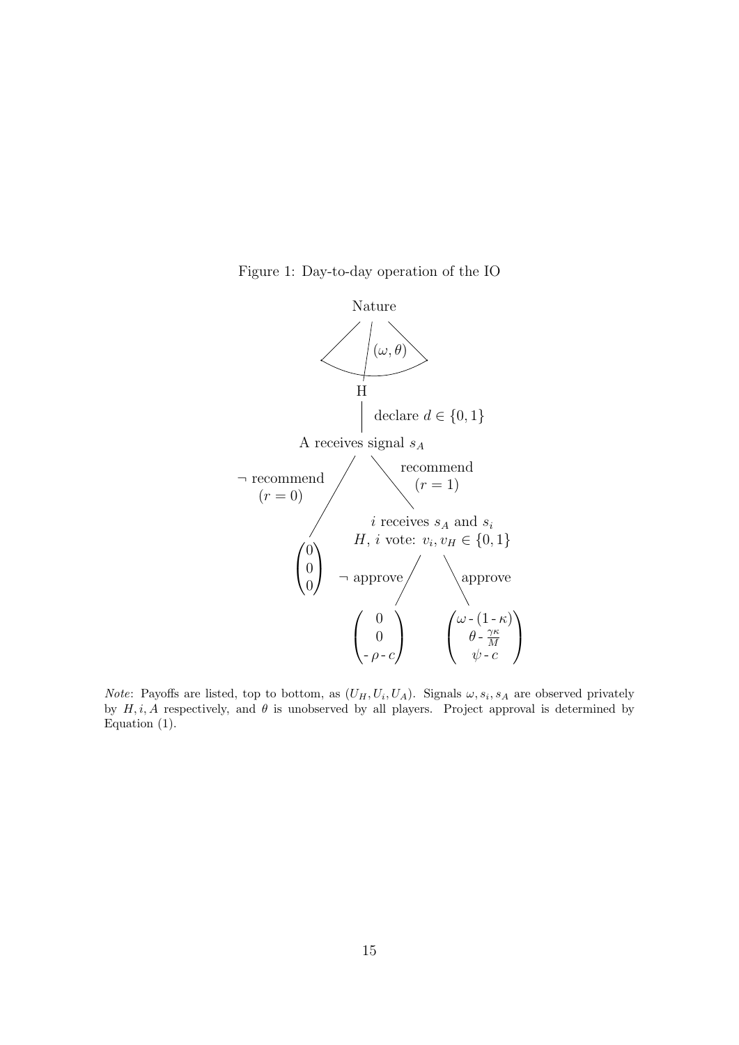Figure 1: Day-to-day operation of the IO

*Note*: Payoffs are listed, top to bottom, as $(U_H, U_i, U_A)$. Signals $\omega, s_i, s_A$ are observed privately by $H, i, A$ respectively, and $\theta$ is unobserved by all players. Project approval is determined by Equation (1).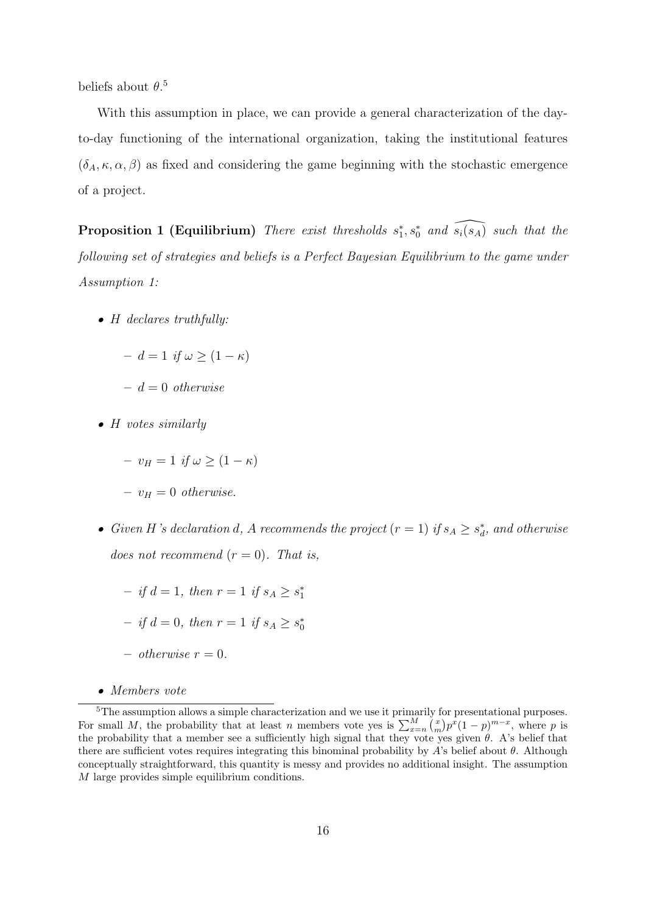beliefs about $\theta$.[5]

With this assumption in place, we can provide a general characterization of the day-to-day functioning of the international organization, taking the institutional features $(\delta_A, \kappa, \alpha, \beta)$ as fixed and considering the game beginning with the stochastic emergence of a project.

**Proposition 1 (Equilibrium)** *There exist thresholds $s_1^*, s_0^*$ and $\widehat{s_i(s_A)}$ such that the following set of strategies and beliefs is a Perfect Bayesian Equilibrium to the game under Assumption 1:*

- *$H$ declares truthfully:*
  - *$d = 1$ if $\omega \geq (1 - \kappa)$*
  - *$d = 0$ otherwise*
- *$H$ votes similarly*
  - *$v_H = 1$ if $\omega \geq (1 - \kappa)$*
  - *$v_H = 0$ otherwise.*
- *Given $H$'s declaration $d$, $A$ recommends the project ($r = 1$) if $s_A \geq s_d^*$, and otherwise does not recommend ($r = 0$). That is,*
  - *if $d = 1$, then $r = 1$ if $s_A \geq s_1^*$*
  - *if $d = 0$, then $r = 1$ if $s_A \geq s_0^*$*
  - *otherwise $r = 0$.*
- *Members vote*

[5] The assumption allows a simple characterization and we use it primarily for presentational purposes. For small $M$, the probability that at least $n$ members vote yes is $\sum_{x=n}^{M} \binom{x}{m} p^x (1-p)^{m-x}$, where $p$ is the probability that a member see a sufficiently high signal that they vote yes given $\theta$. A's belief that there are sufficient votes requires integrating this binominal probability by $A$'s belief about $\theta$. Although conceptually straightforward, this quantity is messy and provides no additional insight. The assumption $M$ large provides simple equilibrium conditions.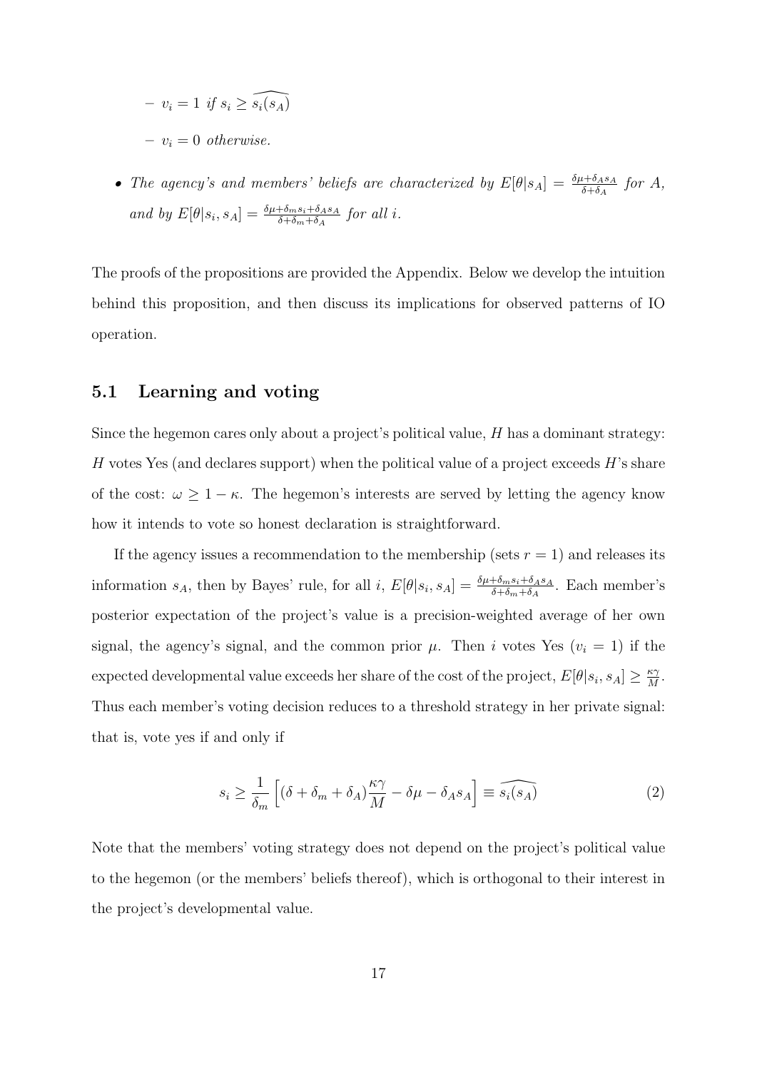- $v_i = 1$ *if* $s_i \geq \widehat{s_i(s_A)}$
- $v_i = 0$ *otherwise.*

- *The agency's and members' beliefs are characterized by* $E[\theta|s_A] = \frac{\delta\mu + \delta_A s_A}{\delta + \delta_A}$ *for A, and by* $E[\theta|s_i, s_A] = \frac{\delta\mu + \delta_m s_i + \delta_A s_A}{\delta + \delta_m + \delta_A}$ *for all i.*

The proofs of the propositions are provided the Appendix. Below we develop the intuition behind this proposition, and then discuss its implications for observed patterns of IO operation.

## 5.1 Learning and voting

Since the hegemon cares only about a project's political value, $H$ has a dominant strategy: $H$ votes Yes (and declares support) when the political value of a project exceeds $H$'s share of the cost: $\omega \geq 1 - \kappa$. The hegemon's interests are served by letting the agency know how it intends to vote so honest declaration is straightforward.

If the agency issues a recommendation to the membership (sets $r = 1$) and releases its information $s_A$, then by Bayes' rule, for all $i$, $E[\theta|s_i, s_A] = \frac{\delta\mu + \delta_m s_i + \delta_A s_A}{\delta + \delta_m + \delta_A}$. Each member's posterior expectation of the project's value is a precision-weighted average of her own signal, the agency's signal, and the common prior $\mu$. Then $i$ votes Yes ($v_i = 1$) if the expected developmental value exceeds her share of the cost of the project, $E[\theta|s_i, s_A] \geq \frac{\kappa\gamma}{M}$. Thus each member's voting decision reduces to a threshold strategy in her private signal: that is, vote yes if and only if

$$s_i \geq \frac{1}{\delta_m} \left[ (\delta + \delta_m + \delta_A) \frac{\kappa\gamma}{M} - \delta\mu - \delta_A s_A \right] \equiv \widehat{s_i(s_A)} \tag{2}$$

Note that the members' voting strategy does not depend on the project's political value to the hegemon (or the members' beliefs thereof), which is orthogonal to their interest in the project's developmental value.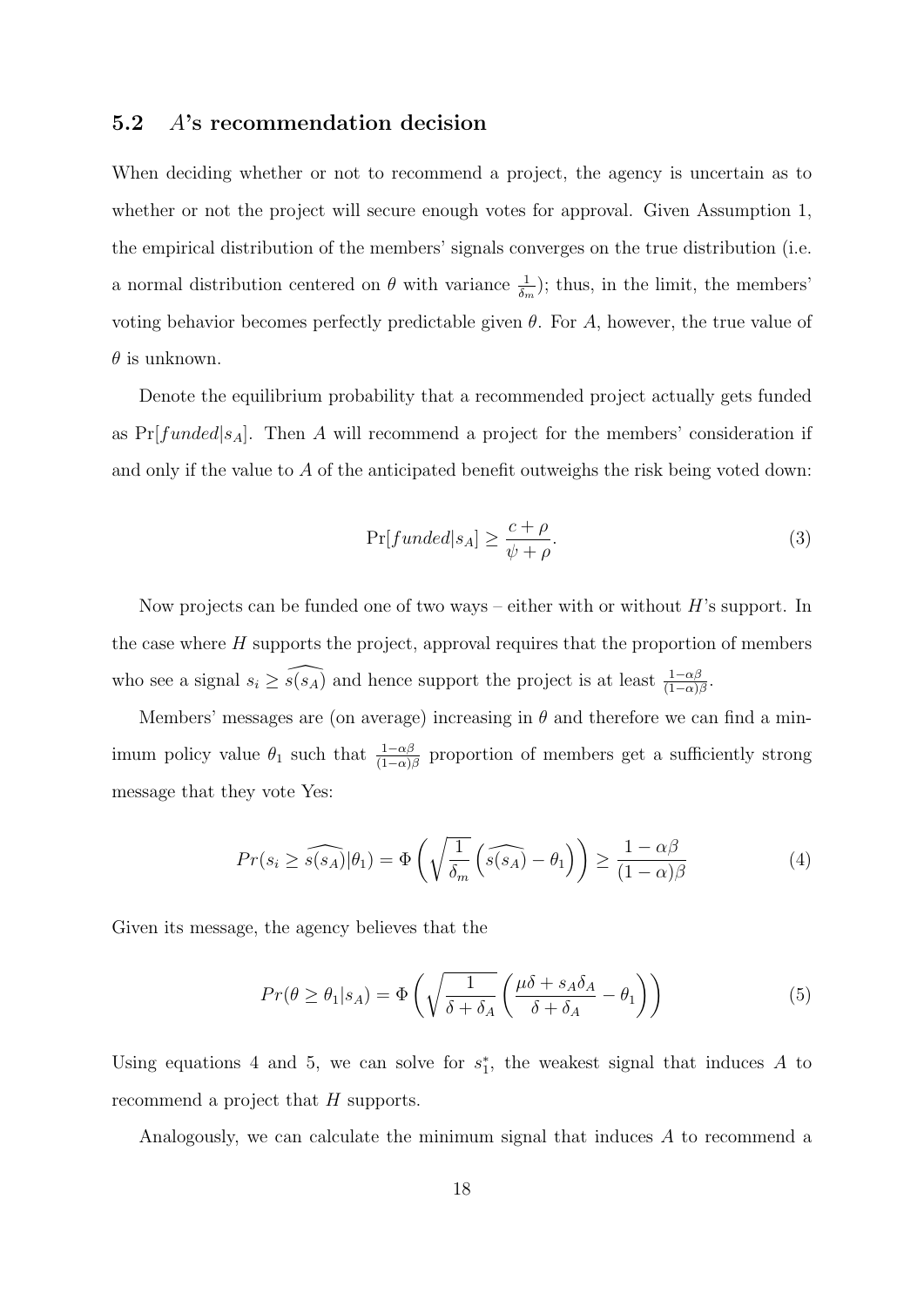### 5.2 $A$'s recommendation decision

When deciding whether or not to recommend a project, the agency is uncertain as to whether or not the project will secure enough votes for approval. Given Assumption 1, the empirical distribution of the members' signals converges on the true distribution (i.e. a normal distribution centered on $\theta$ with variance $\frac{1}{\delta_m}$); thus, in the limit, the members' voting behavior becomes perfectly predictable given $\theta$. For $A$, however, the true value of $\theta$ is unknown.

Denote the equilibrium probability that a recommended project actually gets funded as $\Pr[funded|s_A]$. Then $A$ will recommend a project for the members' consideration if and only if the value to $A$ of the anticipated benefit outweighs the risk being voted down:

$$\Pr[funded|s_A] \geq \frac{c+\rho}{\psi+\rho}. \tag{3}$$

Now projects can be funded one of two ways – either with or without $H$'s support. In the case where $H$ supports the project, approval requires that the proportion of members who see a signal $s_i \geq \widehat{s(s_A)}$ and hence support the project is at least $\frac{1-\alpha\beta}{(1-\alpha)\beta}$.

Members' messages are (on average) increasing in $\theta$ and therefore we can find a minimum policy value $\theta_1$ such that $\frac{1-\alpha\beta}{(1-\alpha)\beta}$ proportion of members get a sufficiently strong message that they vote Yes:

$$Pr(s_i \geq \widehat{s(s_A)}|\theta_1) = \Phi\left(\sqrt{\frac{1}{\delta_m}}\left(\widehat{s(s_A)} - \theta_1\right)\right) \geq \frac{1-\alpha\beta}{(1-\alpha)\beta} \tag{4}$$

Given its message, the agency believes that the

$$Pr(\theta \geq \theta_1|s_A) = \Phi\left(\sqrt{\frac{1}{\delta+\delta_A}}\left(\frac{\mu\delta + s_A\delta_A}{\delta+\delta_A} - \theta_1\right)\right) \tag{5}$$

Using equations 4 and 5, we can solve for $s_1^*$, the weakest signal that induces $A$ to recommend a project that $H$ supports.

Analogously, we can calculate the minimum signal that induces $A$ to recommend a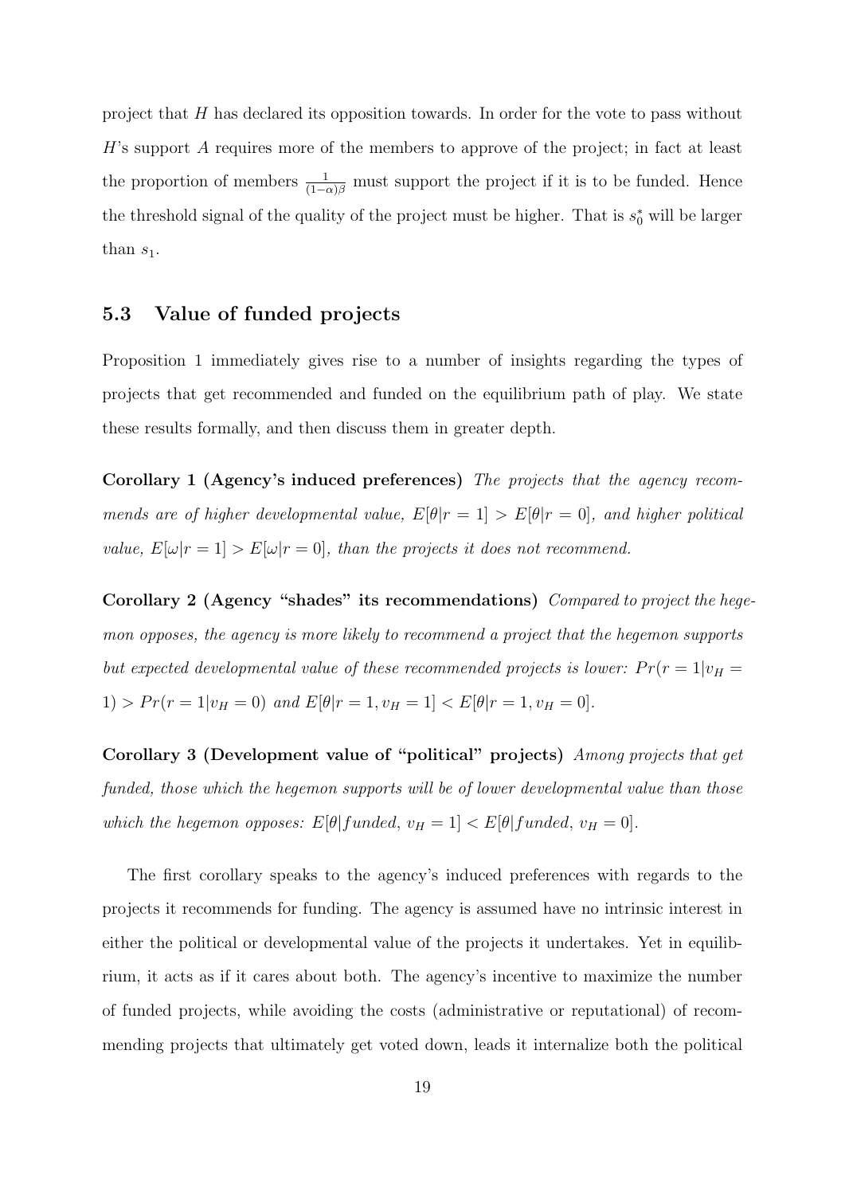project that $H$ has declared its opposition towards. In order for the vote to pass without $H$'s support $A$ requires more of the members to approve of the project; in fact at least the proportion of members $\frac{1}{(1-\alpha)\beta}$ must support the project if it is to be funded. Hence the threshold signal of the quality of the project must be higher. That is $s_0^*$ will be larger than $s_1$.

### 5.3 Value of funded projects

Proposition 1 immediately gives rise to a number of insights regarding the types of projects that get recommended and funded on the equilibrium path of play. We state these results formally, and then discuss them in greater depth.

**Corollary 1 (Agency's induced preferences)** *The projects that the agency recommends are of higher developmental value, $E[\theta|r=1] > E[\theta|r=0]$, and higher political value, $E[\omega|r=1] > E[\omega|r=0]$, than the projects it does not recommend.*

**Corollary 2 (Agency "shades" its recommendations)** *Compared to project the hegemon opposes, the agency is more likely to recommend a project that the hegemon supports but expected developmental value of these recommended projects is lower: $Pr(r=1|v_H=1) > Pr(r=1|v_H=0)$ and $E[\theta|r=1, v_H=1] < E[\theta|r=1, v_H=0]$.*

**Corollary 3 (Development value of "political" projects)** *Among projects that get funded, those which the hegemon supports will be of lower developmental value than those which the hegemon opposes: $E[\theta|funded,\, v_H=1] < E[\theta|funded,\, v_H=0]$.*

The first corollary speaks to the agency's induced preferences with regards to the projects it recommends for funding. The agency is assumed have no intrinsic interest in either the political or developmental value of the projects it undertakes. Yet in equilibrium, it acts as if it cares about both. The agency's incentive to maximize the number of funded projects, while avoiding the costs (administrative or reputational) of recommending projects that ultimately get voted down, leads it internalize both the political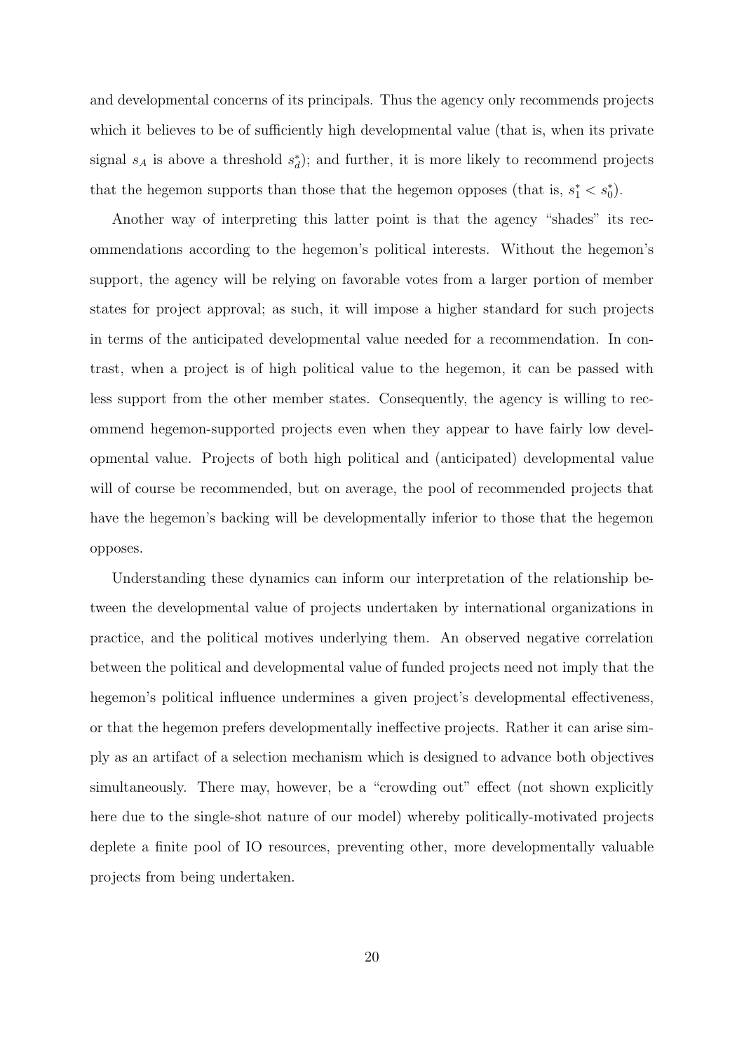and developmental concerns of its principals. Thus the agency only recommends projects which it believes to be of sufficiently high developmental value (that is, when its private signal $s_A$ is above a threshold $s_d^*$); and further, it is more likely to recommend projects that the hegemon supports than those that the hegemon opposes (that is, $s_1^* < s_0^*$).

Another way of interpreting this latter point is that the agency "shades" its recommendations according to the hegemon's political interests. Without the hegemon's support, the agency will be relying on favorable votes from a larger portion of member states for project approval; as such, it will impose a higher standard for such projects in terms of the anticipated developmental value needed for a recommendation. In contrast, when a project is of high political value to the hegemon, it can be passed with less support from the other member states. Consequently, the agency is willing to recommend hegemon-supported projects even when they appear to have fairly low developmental value. Projects of both high political and (anticipated) developmental value will of course be recommended, but on average, the pool of recommended projects that have the hegemon's backing will be developmentally inferior to those that the hegemon opposes.

Understanding these dynamics can inform our interpretation of the relationship between the developmental value of projects undertaken by international organizations in practice, and the political motives underlying them. An observed negative correlation between the political and developmental value of funded projects need not imply that the hegemon's political influence undermines a given project's developmental effectiveness, or that the hegemon prefers developmentally ineffective projects. Rather it can arise simply as an artifact of a selection mechanism which is designed to advance both objectives simultaneously. There may, however, be a "crowding out" effect (not shown explicitly here due to the single-shot nature of our model) whereby politically-motivated projects deplete a finite pool of IO resources, preventing other, more developmentally valuable projects from being undertaken.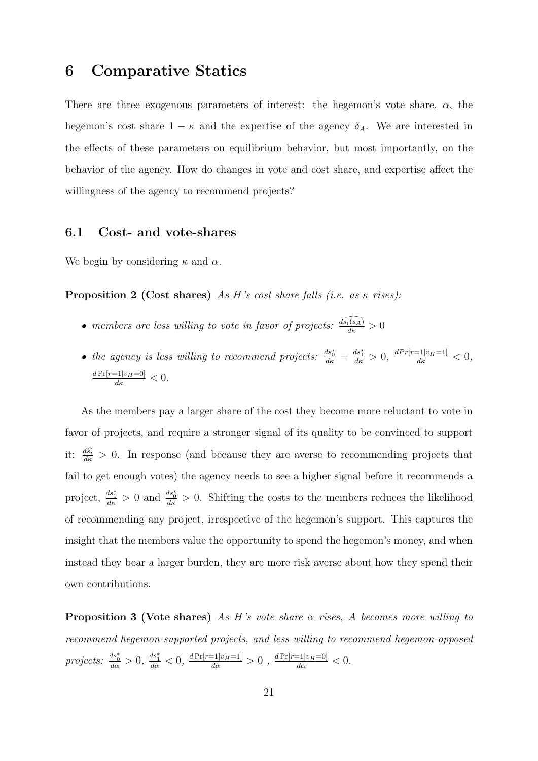# 6 Comparative Statics

There are three exogenous parameters of interest: the hegemon's vote share, $\alpha$, the hegemon's cost share $1 - \kappa$ and the expertise of the agency $\delta_A$. We are interested in the effects of these parameters on equilibrium behavior, but most importantly, on the behavior of the agency. How do changes in vote and cost share, and expertise affect the willingness of the agency to recommend projects?

## 6.1 Cost- and vote-shares

We begin by considering $\kappa$ and $\alpha$.

**Proposition 2 (Cost shares)** *As H's cost share falls (i.e. as $\kappa$ rises):*

- *members are less willing to vote in favor of projects:* $\frac{d\widehat{s_i(s_A)}}{d\kappa} > 0$
- *the agency is less willing to recommend projects:* $\frac{ds_0^*}{d\kappa} = \frac{ds_1^*}{d\kappa} > 0$, $\frac{dPr[r=1|v_H=1]}{d\kappa} < 0$, $\frac{d\Pr[r=1|v_H=0]}{d\kappa} < 0$.

As the members pay a larger share of the cost they become more reluctant to vote in favor of projects, and require a stronger signal of its quality to be convinced to support it: $\frac{d\hat{s}_i}{d\kappa} > 0$. In response (and because they are averse to recommending projects that fail to get enough votes) the agency needs to see a higher signal before it recommends a project, $\frac{ds_1^*}{d\kappa} > 0$ and $\frac{ds_0^*}{d\kappa} > 0$. Shifting the costs to the members reduces the likelihood of recommending any project, irrespective of the hegemon's support. This captures the insight that the members value the opportunity to spend the hegemon's money, and when instead they bear a larger burden, they are more risk averse about how they spend their own contributions.

**Proposition 3 (Vote shares)** *As H's vote share $\alpha$ rises, A becomes more willing to recommend hegemon-supported projects, and less willing to recommend hegemon-opposed projects:* $\frac{ds_0^*}{d\alpha} > 0$, $\frac{ds_1^*}{d\alpha} < 0$, $\frac{d\Pr[r=1|v_H=1]}{d\alpha} > 0$ , $\frac{d\Pr[r=1|v_H=0]}{d\alpha} < 0$.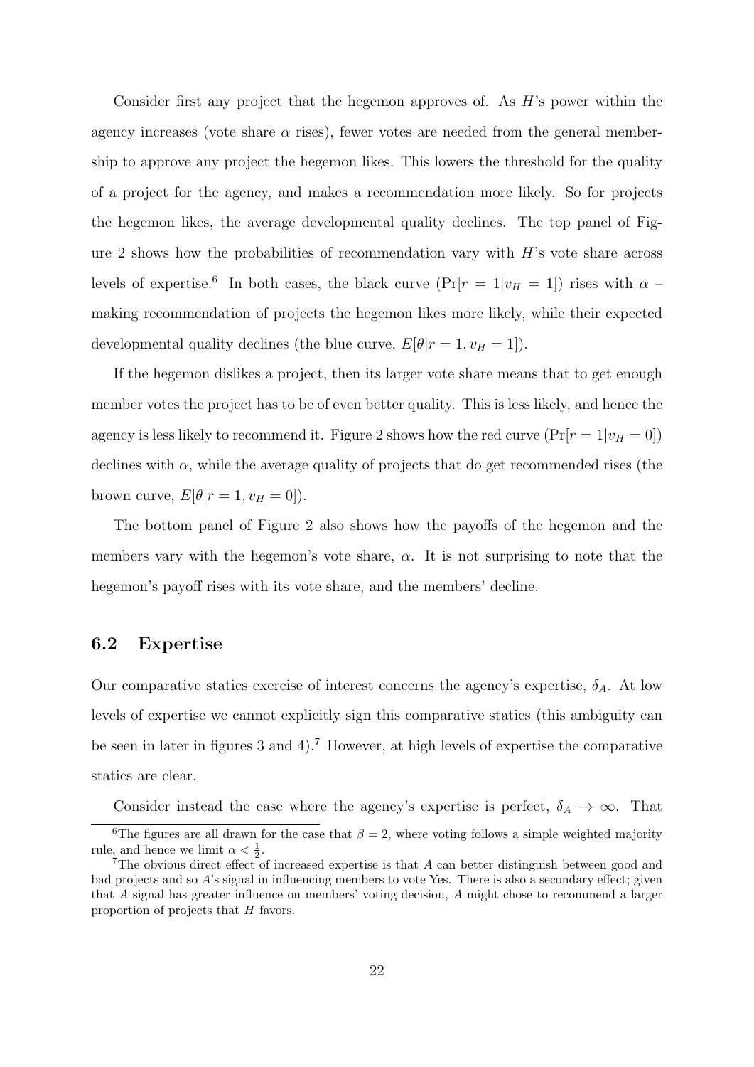Consider first any project that the hegemon approves of. As $H$'s power within the agency increases (vote share $\alpha$ rises), fewer votes are needed from the general membership to approve any project the hegemon likes. This lowers the threshold for the quality of a project for the agency, and makes a recommendation more likely. So for projects the hegemon likes, the average developmental quality declines. The top panel of Figure 2 shows how the probabilities of recommendation vary with $H$'s vote share across levels of expertise.[6] In both cases, the black curve ($\Pr[r = 1|v_H = 1]$) rises with $\alpha$ – making recommendation of projects the hegemon likes more likely, while their expected developmental quality declines (the blue curve, $E[\theta|r = 1, v_H = 1]$).

If the hegemon dislikes a project, then its larger vote share means that to get enough member votes the project has to be of even better quality. This is less likely, and hence the agency is less likely to recommend it. Figure 2 shows how the red curve ($\Pr[r = 1|v_H = 0]$) declines with $\alpha$, while the average quality of projects that do get recommended rises (the brown curve, $E[\theta|r = 1, v_H = 0]$).

The bottom panel of Figure 2 also shows how the payoffs of the hegemon and the members vary with the hegemon's vote share, $\alpha$. It is not surprising to note that the hegemon's payoff rises with its vote share, and the members' decline.

## 6.2 Expertise

Our comparative statics exercise of interest concerns the agency's expertise, $\delta_A$. At low levels of expertise we cannot explicitly sign this comparative statics (this ambiguity can be seen in later in figures 3 and 4).[7] However, at high levels of expertise the comparative statics are clear.

Consider instead the case where the agency's expertise is perfect, $\delta_A \to \infty$. That

[6] The figures are all drawn for the case that $\beta = 2$, where voting follows a simple weighted majority rule, and hence we limit $\alpha < \frac{1}{2}$.

[7] The obvious direct effect of increased expertise is that $A$ can better distinguish between good and bad projects and so $A$'s signal in influencing members to vote Yes. There is also a secondary effect; given that $A$ signal has greater influence on members' voting decision, $A$ might chose to recommend a larger proportion of projects that $H$ favors.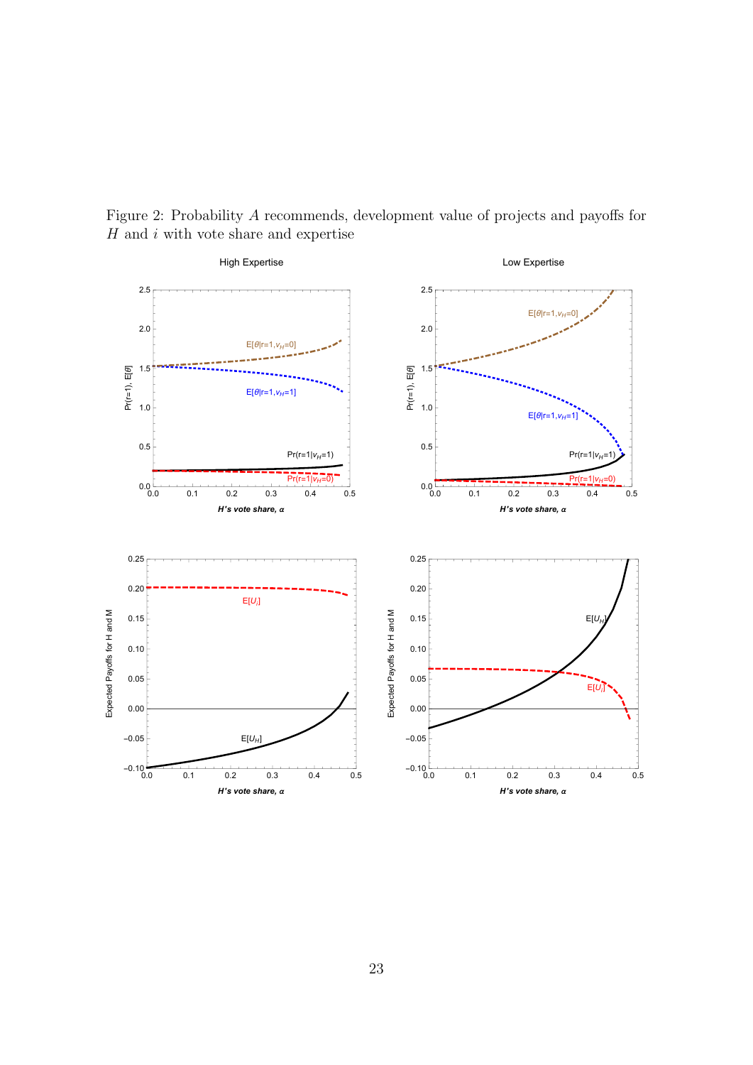Figure 2: Probability $A$ recommends, development value of projects and payoffs for $H$ and $i$ with vote share and expertise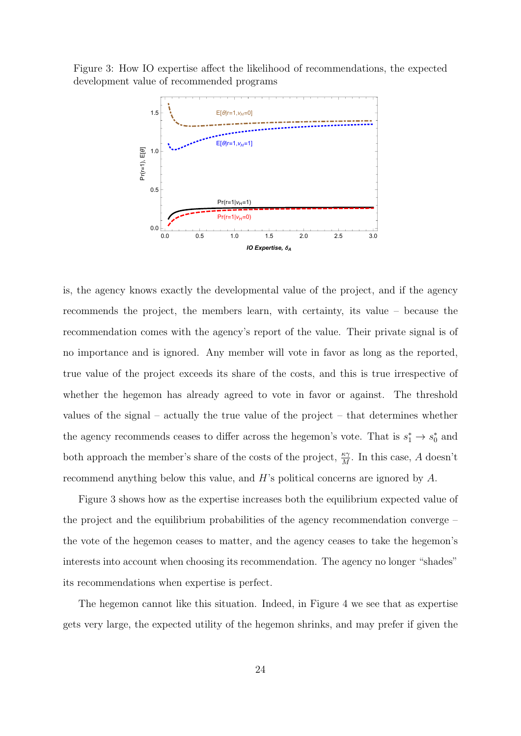Figure 3: How IO expertise affect the likelihood of recommendations, the expected development value of recommended programs

is, the agency knows exactly the developmental value of the project, and if the agency recommends the project, the members learn, with certainty, its value – because the recommendation comes with the agency's report of the value. Their private signal is of no importance and is ignored. Any member will vote in favor as long as the reported, true value of the project exceeds its share of the costs, and this is true irrespective of whether the hegemon has already agreed to vote in favor or against. The threshold values of the signal – actually the true value of the project – that determines whether the agency recommends ceases to differ across the hegemon's vote. That is $s_1^* \to s_0^*$ and both approach the member's share of the costs of the project, $\frac{\kappa\gamma}{M}$. In this case, $A$ doesn't recommend anything below this value, and $H$'s political concerns are ignored by $A$.

Figure 3 shows how as the expertise increases both the equilibrium expected value of the project and the equilibrium probabilities of the agency recommendation converge – the vote of the hegemon ceases to matter, and the agency ceases to take the hegemon's interests into account when choosing its recommendation. The agency no longer "shades" its recommendations when expertise is perfect.

The hegemon cannot like this situation. Indeed, in Figure 4 we see that as expertise gets very large, the expected utility of the hegemon shrinks, and may prefer if given the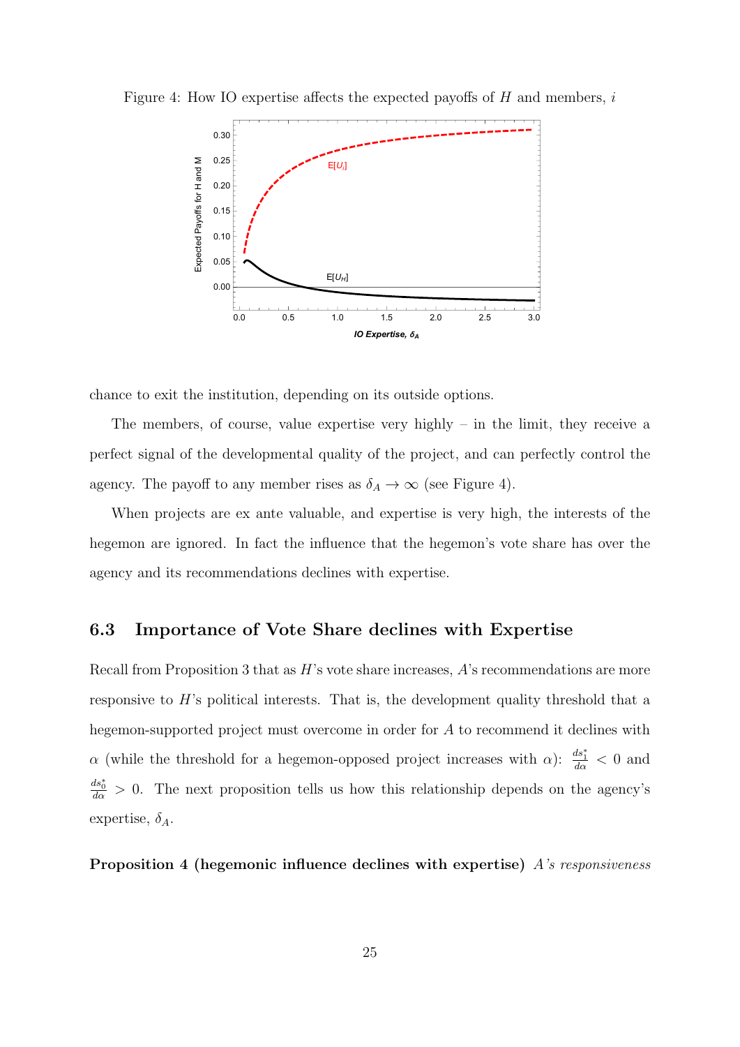Figure 4: How IO expertise affects the expected payoffs of $H$ and members, $i$

chance to exit the institution, depending on its outside options.

The members, of course, value expertise very highly – in the limit, they receive a perfect signal of the developmental quality of the project, and can perfectly control the agency. The payoff to any member rises as $\delta_A \to \infty$ (see Figure 4).

When projects are ex ante valuable, and expertise is very high, the interests of the hegemon are ignored. In fact the influence that the hegemon's vote share has over the agency and its recommendations declines with expertise.

### 6.3 Importance of Vote Share declines with Expertise

Recall from Proposition 3 that as $H$'s vote share increases, $A$'s recommendations are more responsive to $H$'s political interests. That is, the development quality threshold that a hegemon-supported project must overcome in order for $A$ to recommend it declines with $\alpha$ (while the threshold for a hegemon-opposed project increases with $\alpha$): $\frac{ds_1^*}{d\alpha} < 0$ and $\frac{ds_0^*}{d\alpha} > 0$. The next proposition tells us how this relationship depends on the agency's expertise, $\delta_A$.

**Proposition 4 (hegemonic influence declines with expertise)** *A's responsiveness*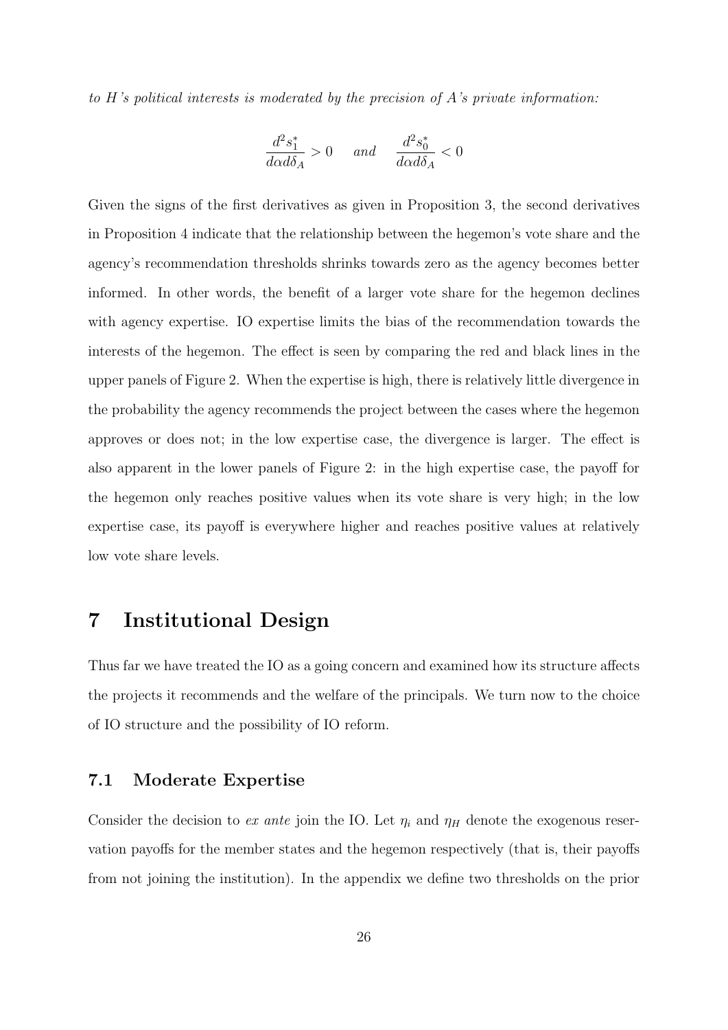*to H's political interests is moderated by the precision of A's private information:*

$$\frac{d^2 s_1^*}{d\alpha d\delta_A} > 0 \quad \textit{and} \quad \frac{d^2 s_0^*}{d\alpha d\delta_A} < 0$$

Given the signs of the first derivatives as given in Proposition 3, the second derivatives in Proposition 4 indicate that the relationship between the hegemon's vote share and the agency's recommendation thresholds shrinks towards zero as the agency becomes better informed. In other words, the benefit of a larger vote share for the hegemon declines with agency expertise. IO expertise limits the bias of the recommendation towards the interests of the hegemon. The effect is seen by comparing the red and black lines in the upper panels of Figure 2. When the expertise is high, there is relatively little divergence in the probability the agency recommends the project between the cases where the hegemon approves or does not; in the low expertise case, the divergence is larger. The effect is also apparent in the lower panels of Figure 2: in the high expertise case, the payoff for the hegemon only reaches positive values when its vote share is very high; in the low expertise case, its payoff is everywhere higher and reaches positive values at relatively low vote share levels.

# 7 Institutional Design

Thus far we have treated the IO as a going concern and examined how its structure affects the projects it recommends and the welfare of the principals. We turn now to the choice of IO structure and the possibility of IO reform.

## 7.1 Moderate Expertise

Consider the decision to *ex ante* join the IO. Let $\eta_i$ and $\eta_H$ denote the exogenous reservation payoffs for the member states and the hegemon respectively (that is, their payoffs from not joining the institution). In the appendix we define two thresholds on the prior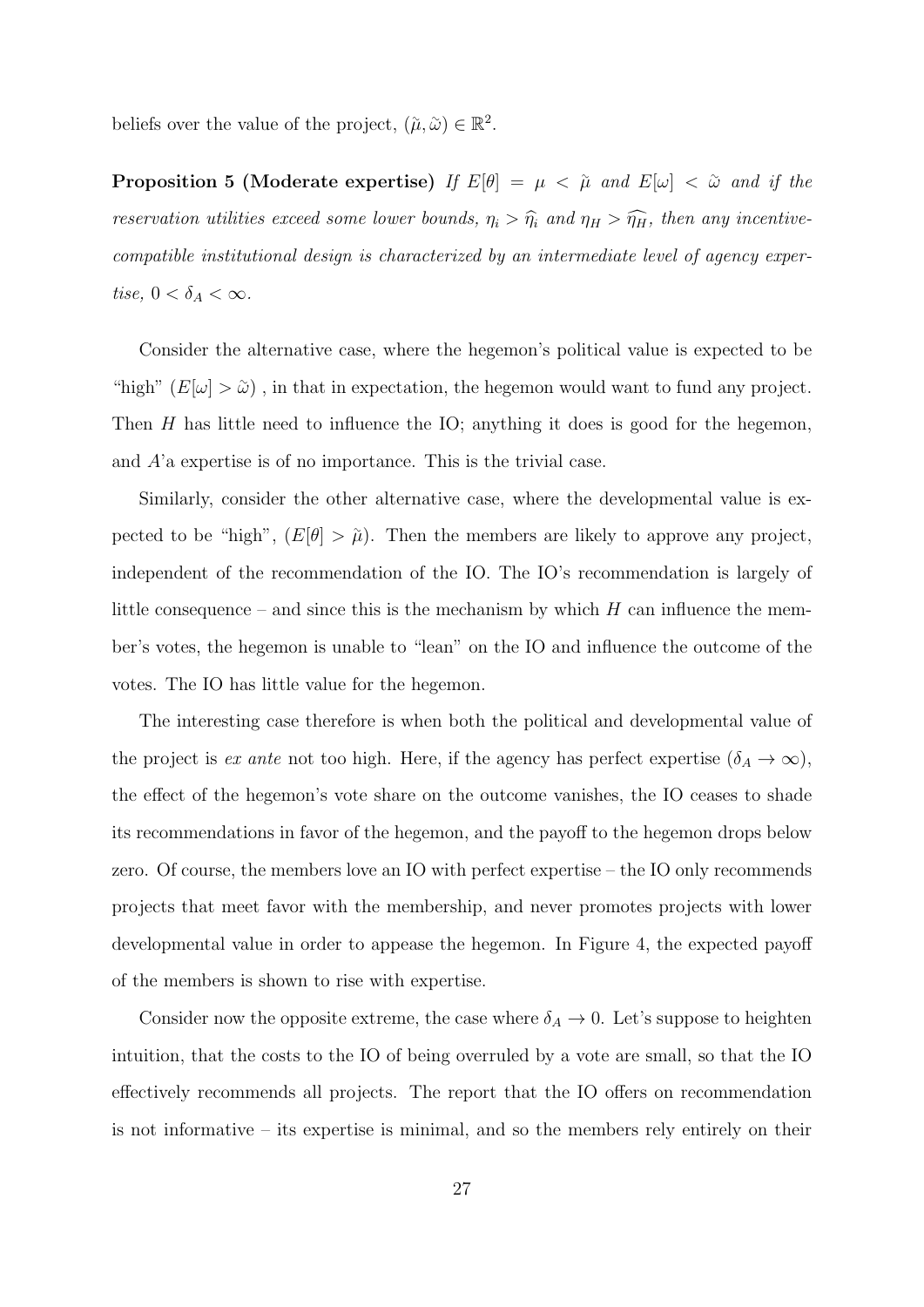beliefs over the value of the project, $(\tilde{\mu}, \tilde{\omega}) \in \mathbb{R}^2$.

**Proposition 5 (Moderate expertise)** *If $E[\theta] = \mu < \tilde{\mu}$ and $E[\omega] < \tilde{\omega}$ and if the reservation utilities exceed some lower bounds, $\eta_i > \widehat{\eta}_i$ and $\eta_H > \widehat{\eta_H}$, then any incentive-compatible institutional design is characterized by an intermediate level of agency expertise, $0 < \delta_A < \infty$.*

Consider the alternative case, where the hegemon's political value is expected to be "high" $(E[\omega] > \tilde{\omega})$ , in that in expectation, the hegemon would want to fund any project. Then $H$ has little need to influence the IO; anything it does is good for the hegemon, and $A$'a expertise is of no importance. This is the trivial case.

Similarly, consider the other alternative case, where the developmental value is expected to be "high", $(E[\theta] > \tilde{\mu})$. Then the members are likely to approve any project, independent of the recommendation of the IO. The IO's recommendation is largely of little consequence – and since this is the mechanism by which $H$ can influence the member's votes, the hegemon is unable to "lean" on the IO and influence the outcome of the votes. The IO has little value for the hegemon.

The interesting case therefore is when both the political and developmental value of the project is *ex ante* not too high. Here, if the agency has perfect expertise $(\delta_A \to \infty)$, the effect of the hegemon's vote share on the outcome vanishes, the IO ceases to shade its recommendations in favor of the hegemon, and the payoff to the hegemon drops below zero. Of course, the members love an IO with perfect expertise – the IO only recommends projects that meet favor with the membership, and never promotes projects with lower developmental value in order to appease the hegemon. In Figure 4, the expected payoff of the members is shown to rise with expertise.

Consider now the opposite extreme, the case where $\delta_A \to 0$. Let's suppose to heighten intuition, that the costs to the IO of being overruled by a vote are small, so that the IO effectively recommends all projects. The report that the IO offers on recommendation is not informative – its expertise is minimal, and so the members rely entirely on their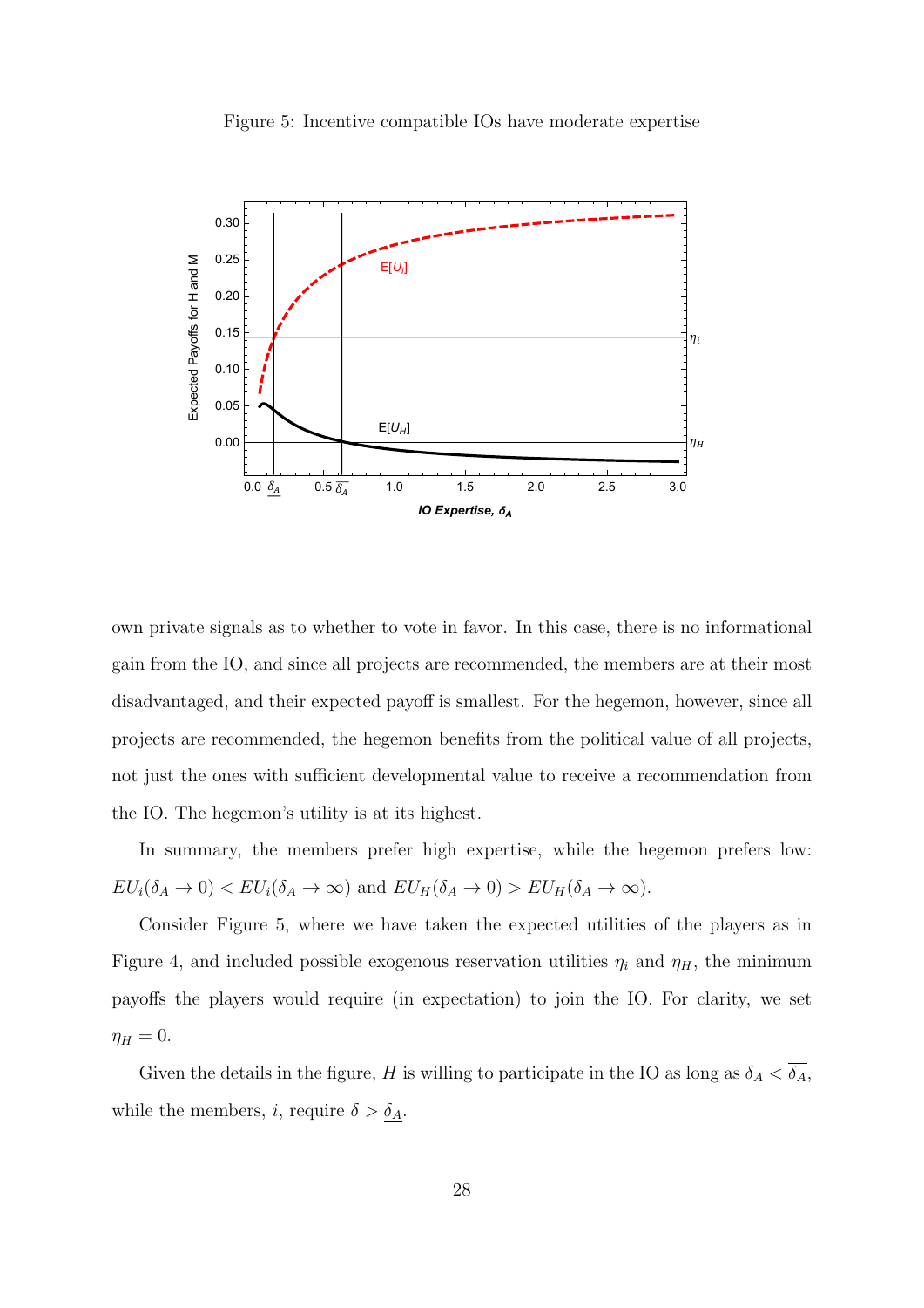Figure 5: Incentive compatible IOs have moderate expertise

own private signals as to whether to vote in favor. In this case, there is no informational gain from the IO, and since all projects are recommended, the members are at their most disadvantaged, and their expected payoff is smallest. For the hegemon, however, since all projects are recommended, the hegemon benefits from the political value of all projects, not just the ones with sufficient developmental value to receive a recommendation from the IO. The hegemon's utility is at its highest.

In summary, the members prefer high expertise, while the hegemon prefers low: $EU_i(\delta_A \to 0) < EU_i(\delta_A \to \infty)$ and $EU_H(\delta_A \to 0) > EU_H(\delta_A \to \infty)$.

Consider Figure 5, where we have taken the expected utilities of the players as in Figure 4, and included possible exogenous reservation utilities $\eta_i$ and $\eta_H$, the minimum payoffs the players would require (in expectation) to join the IO. For clarity, we set $\eta_H = 0$.

Given the details in the figure, $H$ is willing to participate in the IO as long as $\delta_A < \overline{\delta_A}$, while the members, $i$, require $\delta > \underline{\delta_A}$.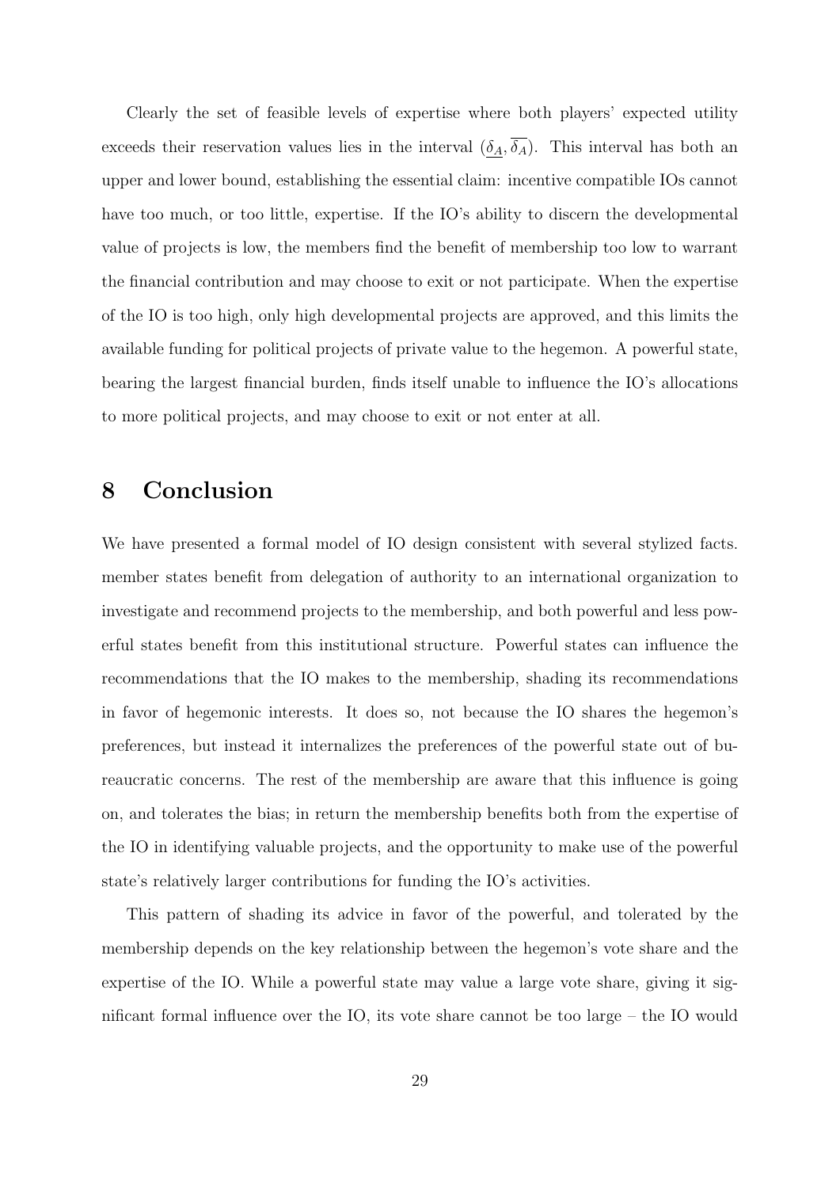Clearly the set of feasible levels of expertise where both players' expected utility exceeds their reservation values lies in the interval $(\underline{\delta_A}, \overline{\delta_A})$. This interval has both an upper and lower bound, establishing the essential claim: incentive compatible IOs cannot have too much, or too little, expertise. If the IO's ability to discern the developmental value of projects is low, the members find the benefit of membership too low to warrant the financial contribution and may choose to exit or not participate. When the expertise of the IO is too high, only high developmental projects are approved, and this limits the available funding for political projects of private value to the hegemon. A powerful state, bearing the largest financial burden, finds itself unable to influence the IO's allocations to more political projects, and may choose to exit or not enter at all.

# 8 Conclusion

We have presented a formal model of IO design consistent with several stylized facts. member states benefit from delegation of authority to an international organization to investigate and recommend projects to the membership, and both powerful and less powerful states benefit from this institutional structure. Powerful states can influence the recommendations that the IO makes to the membership, shading its recommendations in favor of hegemonic interests. It does so, not because the IO shares the hegemon's preferences, but instead it internalizes the preferences of the powerful state out of bureaucratic concerns. The rest of the membership are aware that this influence is going on, and tolerates the bias; in return the membership benefits both from the expertise of the IO in identifying valuable projects, and the opportunity to make use of the powerful state's relatively larger contributions for funding the IO's activities.

This pattern of shading its advice in favor of the powerful, and tolerated by the membership depends on the key relationship between the hegemon's vote share and the expertise of the IO. While a powerful state may value a large vote share, giving it significant formal influence over the IO, its vote share cannot be too large – the IO would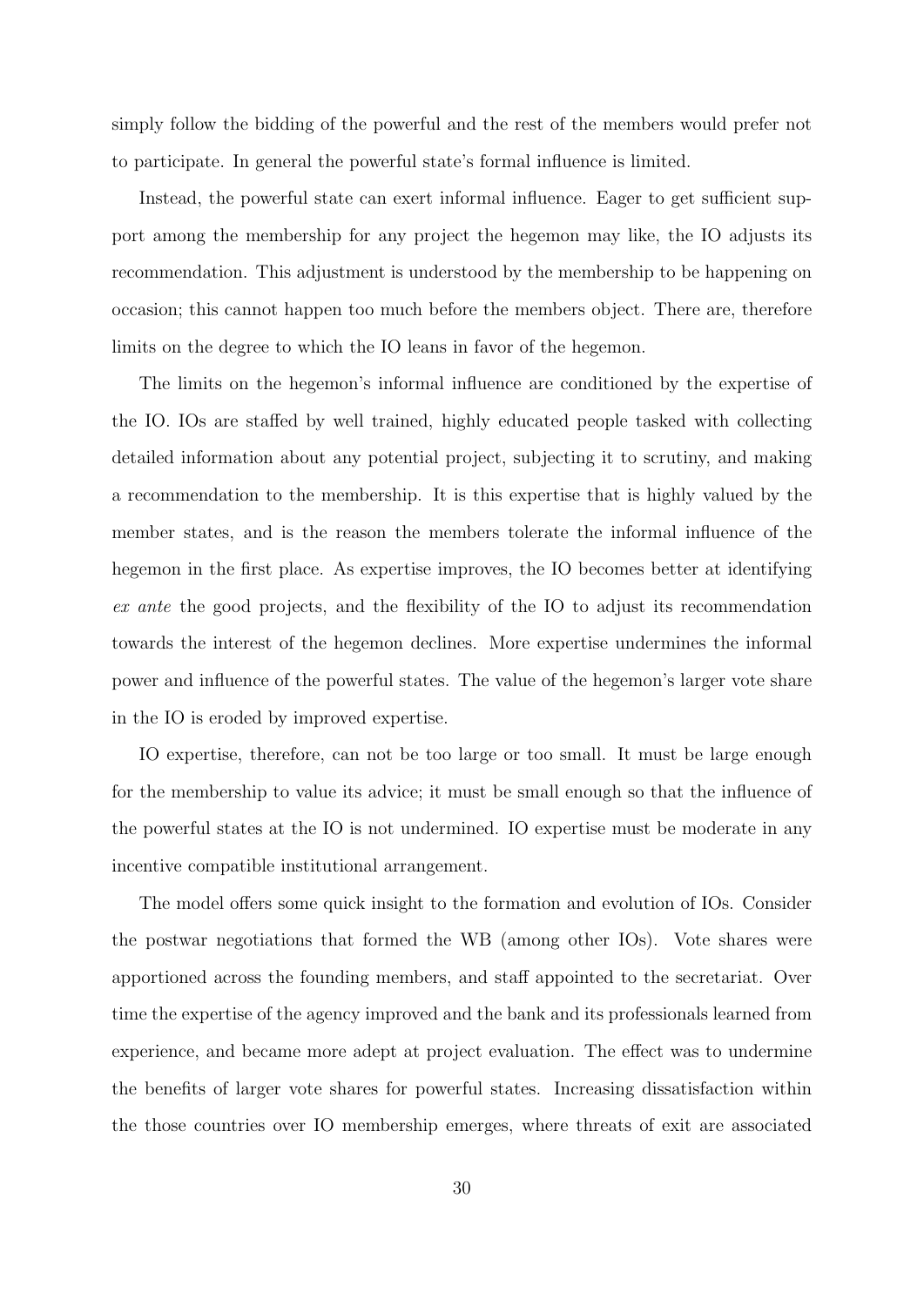simply follow the bidding of the powerful and the rest of the members would prefer not to participate. In general the powerful state's formal influence is limited.

Instead, the powerful state can exert informal influence. Eager to get sufficient support among the membership for any project the hegemon may like, the IO adjusts its recommendation. This adjustment is understood by the membership to be happening on occasion; this cannot happen too much before the members object. There are, therefore limits on the degree to which the IO leans in favor of the hegemon.

The limits on the hegemon's informal influence are conditioned by the expertise of the IO. IOs are staffed by well trained, highly educated people tasked with collecting detailed information about any potential project, subjecting it to scrutiny, and making a recommendation to the membership. It is this expertise that is highly valued by the member states, and is the reason the members tolerate the informal influence of the hegemon in the first place. As expertise improves, the IO becomes better at identifying *ex ante* the good projects, and the flexibility of the IO to adjust its recommendation towards the interest of the hegemon declines. More expertise undermines the informal power and influence of the powerful states. The value of the hegemon's larger vote share in the IO is eroded by improved expertise.

IO expertise, therefore, can not be too large or too small. It must be large enough for the membership to value its advice; it must be small enough so that the influence of the powerful states at the IO is not undermined. IO expertise must be moderate in any incentive compatible institutional arrangement.

The model offers some quick insight to the formation and evolution of IOs. Consider the postwar negotiations that formed the WB (among other IOs). Vote shares were apportioned across the founding members, and staff appointed to the secretariat. Over time the expertise of the agency improved and the bank and its professionals learned from experience, and became more adept at project evaluation. The effect was to undermine the benefits of larger vote shares for powerful states. Increasing dissatisfaction within the those countries over IO membership emerges, where threats of exit are associated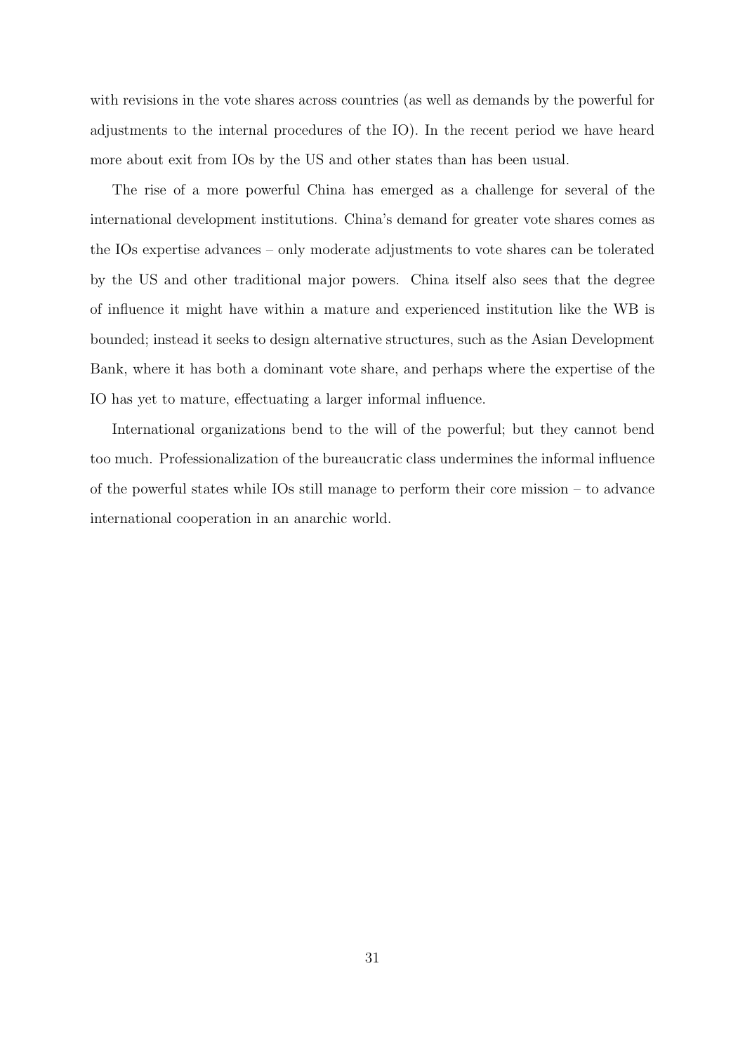with revisions in the vote shares across countries (as well as demands by the powerful for adjustments to the internal procedures of the IO). In the recent period we have heard more about exit from IOs by the US and other states than has been usual.

The rise of a more powerful China has emerged as a challenge for several of the international development institutions. China's demand for greater vote shares comes as the IOs expertise advances – only moderate adjustments to vote shares can be tolerated by the US and other traditional major powers. China itself also sees that the degree of influence it might have within a mature and experienced institution like the WB is bounded; instead it seeks to design alternative structures, such as the Asian Development Bank, where it has both a dominant vote share, and perhaps where the expertise of the IO has yet to mature, effectuating a larger informal influence.

International organizations bend to the will of the powerful; but they cannot bend too much. Professionalization of the bureaucratic class undermines the informal influence of the powerful states while IOs still manage to perform their core mission – to advance international cooperation in an anarchic world.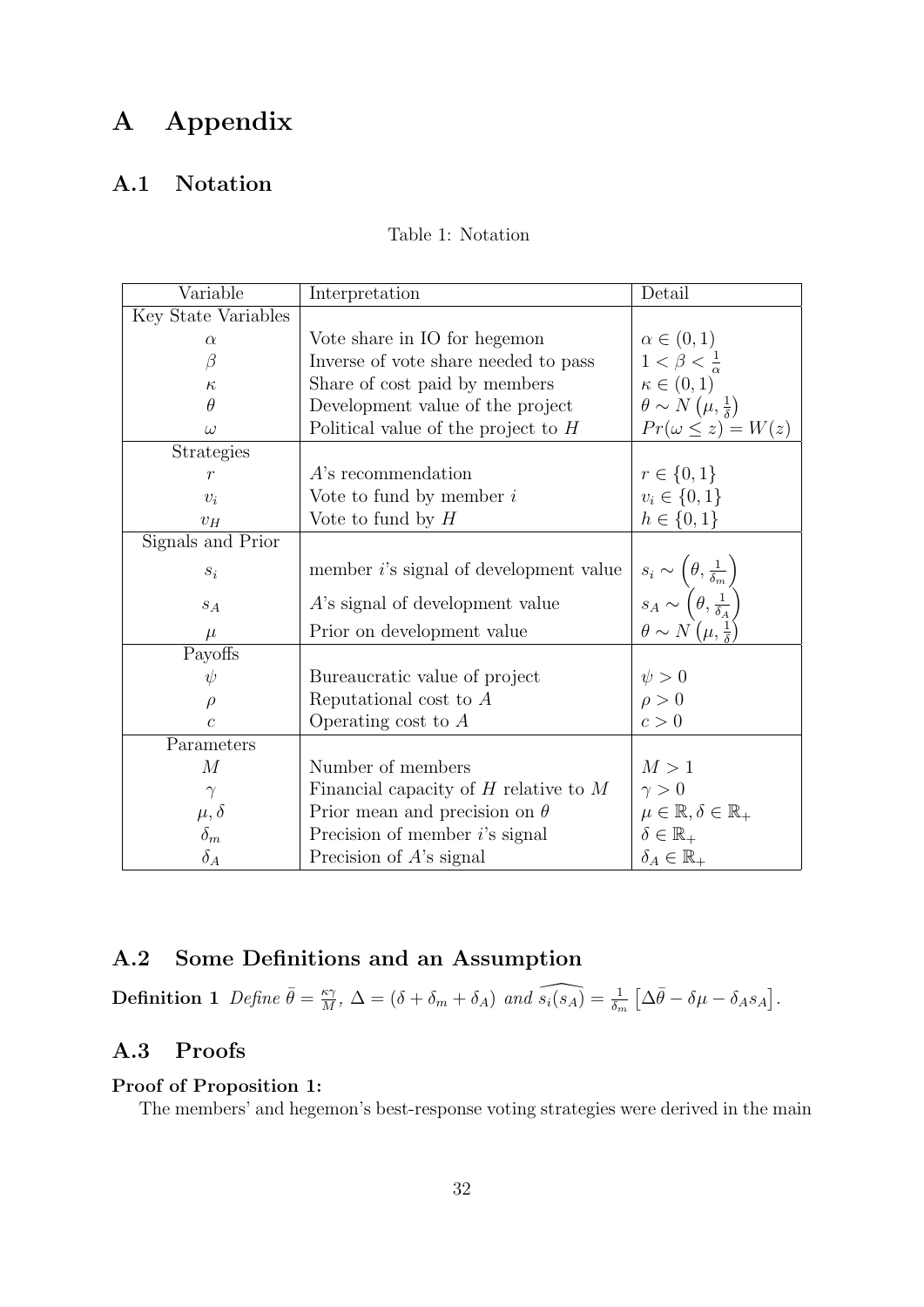# A Appendix

## A.1 Notation

Table 1: Notation

| Variable | Interpretation | Detail |
|---|---|---|
| Key State Variables | | |
| $\alpha$ | Vote share in IO for hegemon | $\alpha \in (0,1)$ |
| $\beta$ | Inverse of vote share needed to pass | $1 < \beta < \frac{1}{\alpha}$ |
| $\kappa$ | Share of cost paid by members | $\kappa \in (0,1)$ |
| $\theta$ | Development value of the project | $\theta \sim N\left(\mu, \frac{1}{\delta}\right)$ |
| $\omega$ | Political value of the project to $H$ | $Pr(\omega \leq z) = W(z)$ |
| Strategies | | |
| $r$ | $A$'s recommendation | $r \in \{0,1\}$ |
| $v_i$ | Vote to fund by member $i$ | $v_i \in \{0,1\}$ |
| $v_H$ | Vote to fund by $H$ | $h \in \{0,1\}$ |
| Signals and Prior | | |
| $s_i$ | member $i$'s signal of development value | $s_i \sim \left(\theta, \frac{1}{\delta_m}\right)$ |
| $s_A$ | $A$'s signal of development value | $s_A \sim \left(\theta, \frac{1}{\delta_A}\right)$ |
| $\mu$ | Prior on development value | $\theta \sim N\left(\mu, \frac{1}{\delta}\right)$ |
| Payoffs | | |
| $\psi$ | Bureaucratic value of project | $\psi > 0$ |
| $\rho$ | Reputational cost to $A$ | $\rho > 0$ |
| $c$ | Operating cost to $A$ | $c > 0$ |
| Parameters | | |
| $M$ | Number of members | $M > 1$ |
| $\gamma$ | Financial capacity of $H$ relative to $M$ | $\gamma > 0$ |
| $\mu, \delta$ | Prior mean and precision on $\theta$ | $\mu \in \mathbb{R}, \delta \in \mathbb{R}_+$ |
| $\delta_m$ | Precision of member $i$'s signal | $\delta \in \mathbb{R}_+$ |
| $\delta_A$ | Precision of $A$'s signal | $\delta_A \in \mathbb{R}_+$ |

## A.2 Some Definitions and an Assumption

**Definition 1** *Define* $\bar{\theta} = \frac{\kappa\gamma}{M}$, $\Delta = (\delta + \delta_m + \delta_A)$ *and* $\widehat{s_i(s_A)} = \frac{1}{\delta_m}\left[\Delta\bar{\theta} - \delta\mu - \delta_A s_A\right]$.

## A.3 Proofs

**Proof of Proposition 1:**

The members' and hegemon's best-response voting strategies were derived in the main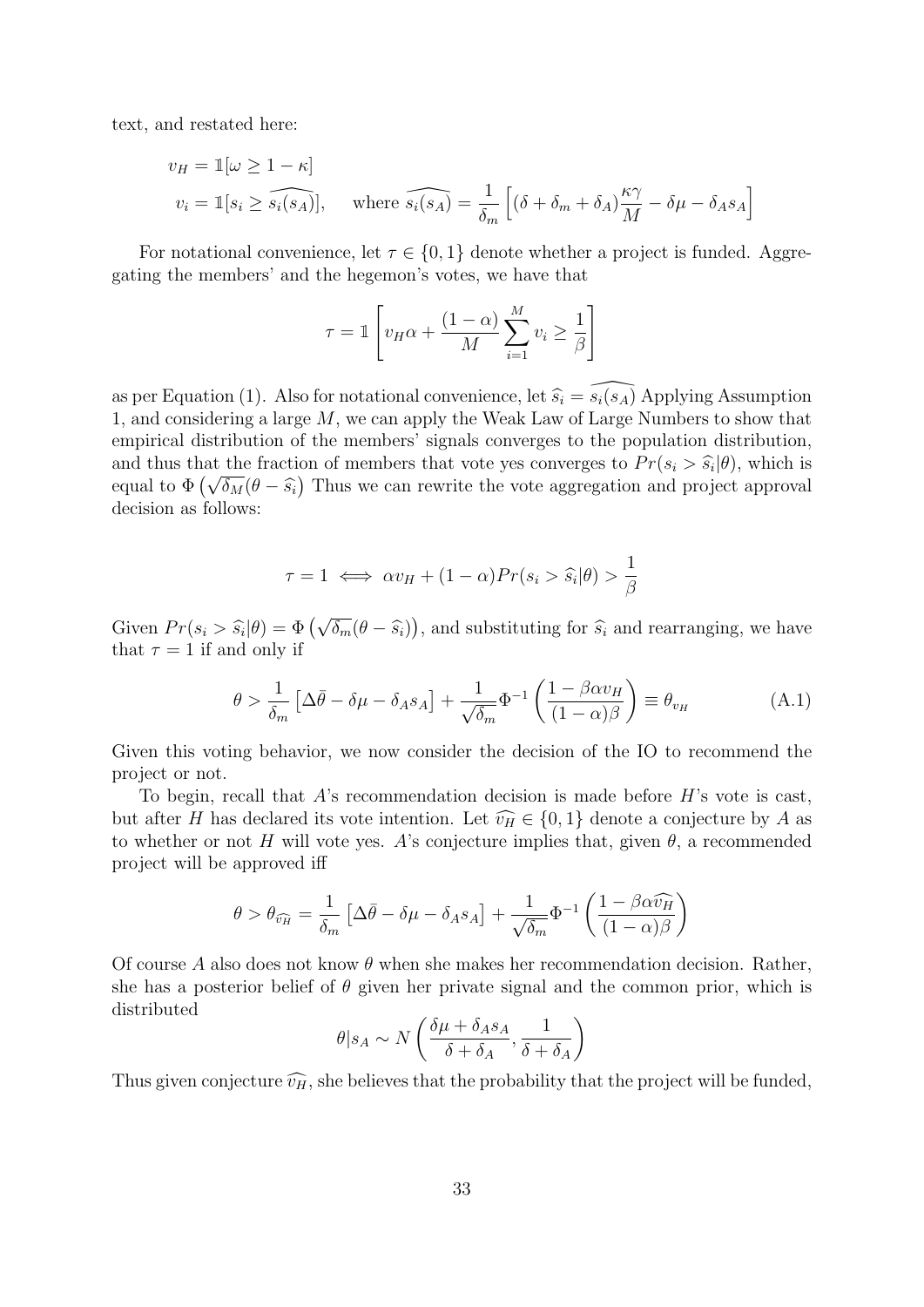text, and restated here:

$$v_H = \mathbb{1}[\omega \geq 1 - \kappa]$$

$$v_i = \mathbb{1}[s_i \geq \widehat{s_i(s_A)}], \qquad \text{where } \widehat{s_i(s_A)} = \frac{1}{\delta_m}\left[(\delta + \delta_m + \delta_A)\frac{\kappa\gamma}{M} - \delta\mu - \delta_A s_A\right]$$

For notational convenience, let $\tau \in \{0, 1\}$ denote whether a project is funded. Aggregating the members' and the hegemon's votes, we have that

$$\tau = \mathbb{1}\left[v_H \alpha + \frac{(1-\alpha)}{M}\sum_{i=1}^{M} v_i \geq \frac{1}{\beta}\right]$$

as per Equation (1). Also for notational convenience, let $\widehat{s_i} = \widehat{s_i(s_A)}$ Applying Assumption 1, and considering a large $M$, we can apply the Weak Law of Large Numbers to show that empirical distribution of the members' signals converges to the population distribution, and thus that the fraction of members that vote yes converges to $Pr(s_i > \widehat{s_i}|\theta)$, which is equal to $\Phi\left(\sqrt{\delta_M}(\theta - \widehat{s_i}\right)$ Thus we can rewrite the vote aggregation and project approval decision as follows:

$$\tau = 1 \iff \alpha v_H + (1-\alpha)Pr(s_i > \widehat{s_i}|\theta) > \frac{1}{\beta}$$

Given $Pr(s_i > \widehat{s_i}|\theta) = \Phi\left(\sqrt{\delta_m}(\theta - \widehat{s_i})\right)$, and substituting for $\widehat{s_i}$ and rearranging, we have that $\tau = 1$ if and only if

$$\theta > \frac{1}{\delta_m}\left[\Delta\bar{\theta} - \delta\mu - \delta_A s_A\right] + \frac{1}{\sqrt{\delta_m}}\Phi^{-1}\left(\frac{1 - \beta\alpha v_H}{(1-\alpha)\beta}\right) \equiv \theta_{v_H} \tag{A.1}$$

Given this voting behavior, we now consider the decision of the IO to recommend the project or not.

To begin, recall that $A$'s recommendation decision is made before $H$'s vote is cast, but after $H$ has declared its vote intention. Let $\widehat{v_H} \in \{0, 1\}$ denote a conjecture by $A$ as to whether or not $H$ will vote yes. $A$'s conjecture implies that, given $\theta$, a recommended project will be approved iff

$$\theta > \theta_{\widehat{v_H}} = \frac{1}{\delta_m}\left[\Delta\bar{\theta} - \delta\mu - \delta_A s_A\right] + \frac{1}{\sqrt{\delta_m}}\Phi^{-1}\left(\frac{1 - \beta\alpha\widehat{v_H}}{(1-\alpha)\beta}\right)$$

Of course $A$ also does not know $\theta$ when she makes her recommendation decision. Rather, she has a posterior belief of $\theta$ given her private signal and the common prior, which is distributed

$$\theta|s_A \sim N\left(\frac{\delta\mu + \delta_A s_A}{\delta + \delta_A}, \frac{1}{\delta + \delta_A}\right)$$

Thus given conjecture $\widehat{v_H}$, she believes that the probability that the project will be funded,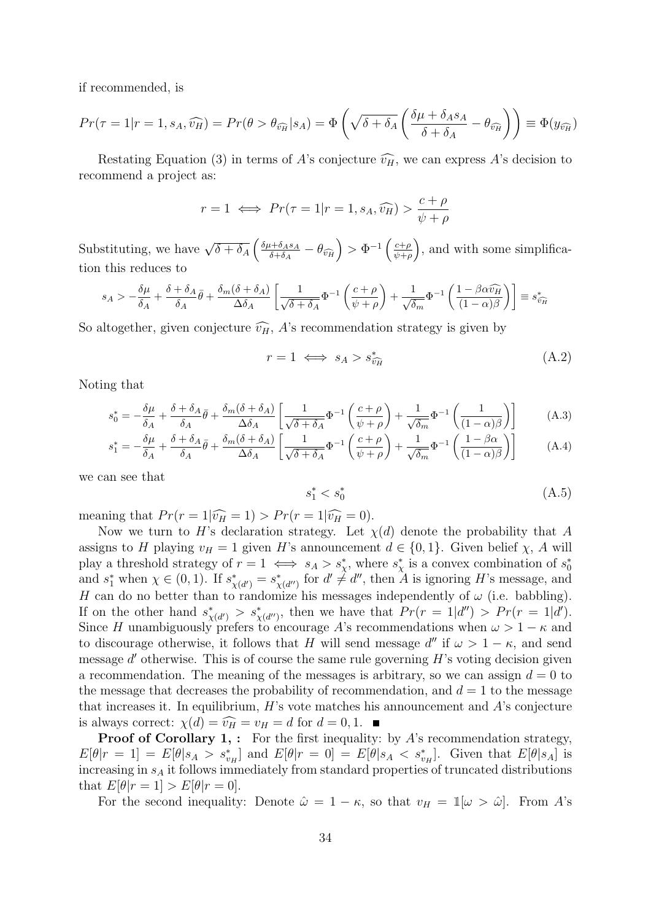if recommended, is

$$Pr(\tau = 1 | r = 1, s_A, \widehat{v_H}) = Pr(\theta > \theta_{\widehat{v_H}} | s_A) = \Phi\left(\sqrt{\delta + \delta_A}\left(\frac{\delta\mu + \delta_A s_A}{\delta + \delta_A} - \theta_{\widehat{v_H}}\right)\right) \equiv \Phi(y_{\widehat{v_H}})$$

Restating Equation (3) in terms of $A$'s conjecture $\widehat{v_H}$, we can express $A$'s decision to recommend a project as:

$$r = 1 \iff Pr(\tau = 1 | r = 1, s_A, \widehat{v_H}) > \frac{c + \rho}{\psi + \rho}$$

Substituting, we have $\sqrt{\delta + \delta_A}\left(\frac{\delta\mu + \delta_A s_A}{\delta + \delta_A} - \theta_{\widehat{v_H}}\right) > \Phi^{-1}\left(\frac{c+\rho}{\psi+\rho}\right)$, and with some simplification this reduces to

$$s_A > -\frac{\delta\mu}{\delta_A} + \frac{\delta + \delta_A}{\delta_A}\bar{\theta} + \frac{\delta_m(\delta + \delta_A)}{\Delta\delta_A}\left[\frac{1}{\sqrt{\delta + \delta_A}}\Phi^{-1}\left(\frac{c + \rho}{\psi + \rho}\right) + \frac{1}{\sqrt{\delta_m}}\Phi^{-1}\left(\frac{1 - \beta\alpha\widehat{v_H}}{(1 - \alpha)\beta}\right)\right] \equiv s^*_{\widehat{v_H}}$$

So altogether, given conjecture $\widehat{v_H}$, $A$'s recommendation strategy is given by

$$r = 1 \iff s_A > s^*_{\widehat{v_H}} \tag{A.2}$$

Noting that

$$s^*_0 = -\frac{\delta\mu}{\delta_A} + \frac{\delta + \delta_A}{\delta_A}\bar{\theta} + \frac{\delta_m(\delta + \delta_A)}{\Delta\delta_A}\left[\frac{1}{\sqrt{\delta + \delta_A}}\Phi^{-1}\left(\frac{c + \rho}{\psi + \rho}\right) + \frac{1}{\sqrt{\delta_m}}\Phi^{-1}\left(\frac{1}{(1 - \alpha)\beta}\right)\right] \tag{A.3}$$

$$s^*_1 = -\frac{\delta\mu}{\delta_A} + \frac{\delta + \delta_A}{\delta_A}\bar{\theta} + \frac{\delta_m(\delta + \delta_A)}{\Delta\delta_A}\left[\frac{1}{\sqrt{\delta + \delta_A}}\Phi^{-1}\left(\frac{c + \rho}{\psi + \rho}\right) + \frac{1}{\sqrt{\delta_m}}\Phi^{-1}\left(\frac{1 - \beta\alpha}{(1 - \alpha)\beta}\right)\right] \tag{A.4}$$

we can see that

$$s^*_1 < s^*_0 \tag{A.5}$$

meaning that $Pr(r = 1 | \widehat{v_H} = 1) > Pr(r = 1 | \widehat{v_H} = 0)$.

Now we turn to $H$'s declaration strategy. Let $\chi(d)$ denote the probability that $A$ assigns to $H$ playing $v_H = 1$ given $H$'s announcement $d \in \{0, 1\}$. Given belief $\chi$, $A$ will play a threshold strategy of $r = 1 \iff s_A > s^*_\chi$, where $s^*_\chi$ is a convex combination of $s^*_0$ and $s^*_1$ when $\chi \in (0, 1)$. If $s^*_{\chi(d')} = s^*_{\chi(d'')}$ for $d' \neq d''$, then $A$ is ignoring $H$'s message, and $H$ can do no better than to randomize his messages independently of $\omega$ (i.e. babbling). If on the other hand $s^*_{\chi(d')} > s^*_{\chi(d'')}$, then we have that $Pr(r = 1|d'') > Pr(r = 1|d')$. Since $H$ unambiguously prefers to encourage $A$'s recommendations when $\omega > 1 - \kappa$ and to discourage otherwise, it follows that $H$ will send message $d''$ if $\omega > 1 - \kappa$, and send message $d'$ otherwise. This is of course the same rule governing $H$'s voting decision given a recommendation. The meaning of the messages is arbitrary, so we can assign $d = 0$ to the message that decreases the probability of recommendation, and $d = 1$ to the message that increases it. In equilibrium, $H$'s vote matches his announcement and $A$'s conjecture is always correct: $\chi(d) = \widehat{v_H} = v_H = d$ for $d = 0, 1$. ■

**Proof of Corollary 1, :** For the first inequality: by $A$'s recommendation strategy, $E[\theta | r = 1] = E[\theta | s_A > s^*_{v_H}]$ and $E[\theta | r = 0] = E[\theta | s_A < s^*_{v_H}]$. Given that $E[\theta | s_A]$ is increasing in $s_A$ it follows immediately from standard properties of truncated distributions that $E[\theta | r = 1] > E[\theta | r = 0]$.

For the second inequality: Denote $\hat{\omega} = 1 - \kappa$, so that $v_H = \mathbb{1}[\omega > \hat{\omega}]$. From $A$'s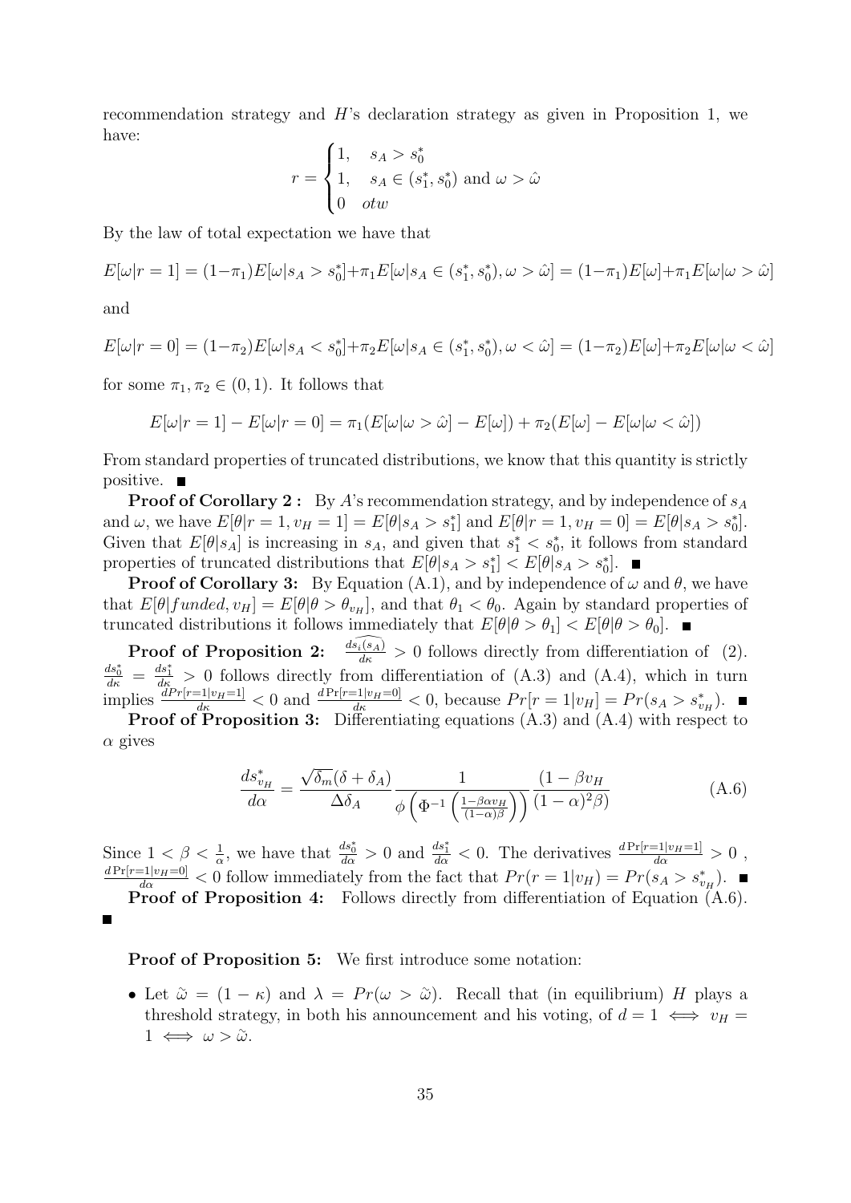recommendation strategy and $H$'s declaration strategy as given in Proposition 1, we have:

$$r = \begin{cases} 1, & s_A > s_0^* \\ 1, & s_A \in (s_1^*, s_0^*) \text{ and } \omega > \hat{\omega} \\ 0 & otw \end{cases}$$

By the law of total expectation we have that

$$E[\omega|r=1] = (1-\pi_1)E[\omega|s_A > s_0^*] + \pi_1 E[\omega|s_A \in (s_1^*, s_0^*), \omega > \hat{\omega}] = (1-\pi_1)E[\omega] + \pi_1 E[\omega|\omega > \hat{\omega}]$$

and

$$E[\omega|r=0] = (1-\pi_2)E[\omega|s_A < s_0^*] + \pi_2 E[\omega|s_A \in (s_1^*, s_0^*), \omega < \hat{\omega}] = (1-\pi_2)E[\omega] + \pi_2 E[\omega|\omega < \hat{\omega}]$$

for some $\pi_1, \pi_2 \in (0,1)$. It follows that

$$E[\omega|r=1] - E[\omega|r=0] = \pi_1(E[\omega|\omega > \hat{\omega}] - E[\omega]) + \pi_2(E[\omega] - E[\omega|\omega < \hat{\omega}])$$

From standard properties of truncated distributions, we know that this quantity is strictly positive. ■

**Proof of Corollary 2 :** By $A$'s recommendation strategy, and by independence of $s_A$ and $\omega$, we have $E[\theta|r=1, v_H=1] = E[\theta|s_A > s_1^*]$ and $E[\theta|r=1, v_H=0] = E[\theta|s_A > s_0^*]$. Given that $E[\theta|s_A]$ is increasing in $s_A$, and given that $s_1^* < s_0^*$, it follows from standard properties of truncated distributions that $E[\theta|s_A > s_1^*] < E[\theta|s_A > s_0^*]$. ■

**Proof of Corollary 3:** By Equation (A.1), and by independence of $\omega$ and $\theta$, we have that $E[\theta|funded, v_H] = E[\theta|\theta > \theta_{v_H}]$, and that $\theta_1 < \theta_0$. Again by standard properties of truncated distributions it follows immediately that $E[\theta|\theta > \theta_1] < E[\theta|\theta > \theta_0]$. ■

**Proof of Proposition 2:** $\frac{d\widehat{s_i(s_A)}}{d\kappa} > 0$ follows directly from differentiation of (2). $\frac{ds_0^*}{d\kappa} = \frac{ds_1^*}{d\kappa} > 0$ follows directly from differentiation of (A.3) and (A.4), which in turn implies $\frac{dPr[r=1|v_H=1]}{d\kappa} < 0$ and $\frac{d\Pr[r=1|v_H=0]}{d\kappa} < 0$, because $Pr[r=1|v_H] = Pr(s_A > s_{v_H}^*)$. ■

**Proof of Proposition 3:** Differentiating equations (A.3) and (A.4) with respect to $\alpha$ gives

$$\frac{ds_{v_H}^*}{d\alpha} = \frac{\sqrt{\delta_m}(\delta + \delta_A)}{\Delta \delta_A} \frac{1}{\phi\left(\Phi^{-1}\left(\frac{1-\beta\alpha v_H}{(1-\alpha)\beta}\right)\right)} \frac{(1-\beta v_H}{(1-\alpha)^2\beta)} \tag{A.6}$$

Since $1 < \beta < \frac{1}{\alpha}$, we have that $\frac{ds_0^*}{d\alpha} > 0$ and $\frac{ds_1^*}{d\alpha} < 0$. The derivatives $\frac{d\Pr[r=1|v_H=1]}{d\alpha} > 0$ , $\frac{d\Pr[r=1|v_H=0]}{d\alpha} < 0$ follow immediately from the fact that $Pr(r=1|v_H) = Pr(s_A > s_{v_H}^*)$. ■

**Proof of Proposition 4:** Follows directly from differentiation of Equation (A.6). ■

**Proof of Proposition 5:** We first introduce some notation:

- Let $\tilde{\omega} = (1-\kappa)$ and $\lambda = Pr(\omega > \tilde{\omega})$. Recall that (in equilibrium) $H$ plays a threshold strategy, in both his announcement and his voting, of $d = 1 \iff v_H = 1 \iff \omega > \tilde{\omega}$.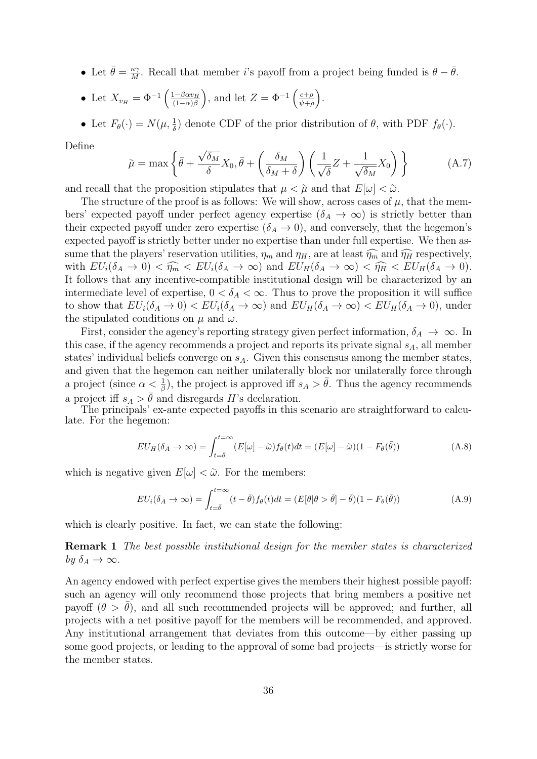- Let $\bar{\theta} = \frac{\kappa\gamma}{M}$. Recall that member $i$'s payoff from a project being funded is $\theta - \bar{\theta}$.
- Let $X_{v_H} = \Phi^{-1}\left(\frac{1-\beta\alpha v_H}{(1-\alpha)\beta}\right)$, and let $Z = \Phi^{-1}\left(\frac{c+\rho}{\psi+\rho}\right)$.
- Let $F_\theta(\cdot) = N(\mu, \frac{1}{\delta})$ denote CDF of the prior distribution of $\theta$, with PDF $f_\theta(\cdot)$.

Define

$$\tilde{\mu} = \max\left\{\bar{\theta} + \frac{\sqrt{\delta_M}}{\delta}X_0, \bar{\theta} + \left(\frac{\delta_M}{\delta_M + \delta}\right)\left(\frac{1}{\sqrt{\delta}}Z + \frac{1}{\sqrt{\delta_M}}X_0\right)\right\} \tag{A.7}$$

and recall that the proposition stipulates that $\mu < \tilde{\mu}$ and that $E[\omega] < \tilde{\omega}$.

The structure of the proof is as follows: We will show, across cases of $\mu$, that the members' expected payoff under perfect agency expertise ($\delta_A \to \infty$) is strictly better than their expected payoff under zero expertise ($\delta_A \to 0$), and conversely, that the hegemon's expected payoff is strictly better under no expertise than under full expertise. We then assume that the players' reservation utilities, $\eta_m$ and $\eta_H$, are at least $\widehat{\eta_m}$ and $\widehat{\eta_H}$ respectively, with $EU_i(\delta_A \to 0) < \widehat{\eta_m} < EU_i(\delta_A \to \infty)$ and $EU_H(\delta_A \to \infty) < \widehat{\eta_H} < EU_H(\delta_A \to 0)$. It follows that any incentive-compatible institutional design will be characterized by an intermediate level of expertise, $0 < \delta_A < \infty$. Thus to prove the proposition it will suffice to show that $EU_i(\delta_A \to 0) < EU_i(\delta_A \to \infty)$ and $EU_H(\delta_A \to \infty) < EU_H(\delta_A \to 0)$, under the stipulated conditions on $\mu$ and $\omega$.

First, consider the agency's reporting strategy given perfect information, $\delta_A \to \infty$. In this case, if the agency recommends a project and reports its private signal $s_A$, all member states' individual beliefs converge on $s_A$. Given this consensus among the member states, and given that the hegemon can neither unilaterally block nor unilaterally force through a project (since $\alpha < \frac{1}{\beta}$), the project is approved iff $s_A > \bar{\theta}$. Thus the agency recommends a project iff $s_A > \bar{\theta}$ and disregards $H$'s declaration.

The principals' ex-ante expected payoffs in this scenario are straightforward to calculate. For the hegemon:

$$EU_H(\delta_A \to \infty) = \int_{t=\bar{\theta}}^{t=\infty}(E[\omega] - \tilde{\omega})f_\theta(t)dt = (E[\omega] - \tilde{\omega})(1 - F_\theta(\bar{\theta})) \tag{A.8}$$

which is negative given $E[\omega] < \tilde{\omega}$. For the members:

$$EU_i(\delta_A \to \infty) = \int_{t=\bar{\theta}}^{t=\infty}(t - \bar{\theta})f_\theta(t)dt = (E[\theta|\theta > \bar{\theta}] - \bar{\theta})(1 - F_\theta(\bar{\theta})) \tag{A.9}$$

which is clearly positive. In fact, we can state the following:

**Remark 1** *The best possible institutional design for the member states is characterized by $\delta_A \to \infty$.*

An agency endowed with perfect expertise gives the members their highest possible payoff: such an agency will only recommend those projects that bring members a positive net payoff ($\theta > \bar{\theta}$), and all such recommended projects will be approved; and further, all projects with a net positive payoff for the members will be recommended, and approved. Any institutional arrangement that deviates from this outcome—by either passing up some good projects, or leading to the approval of some bad projects—is strictly worse for the member states.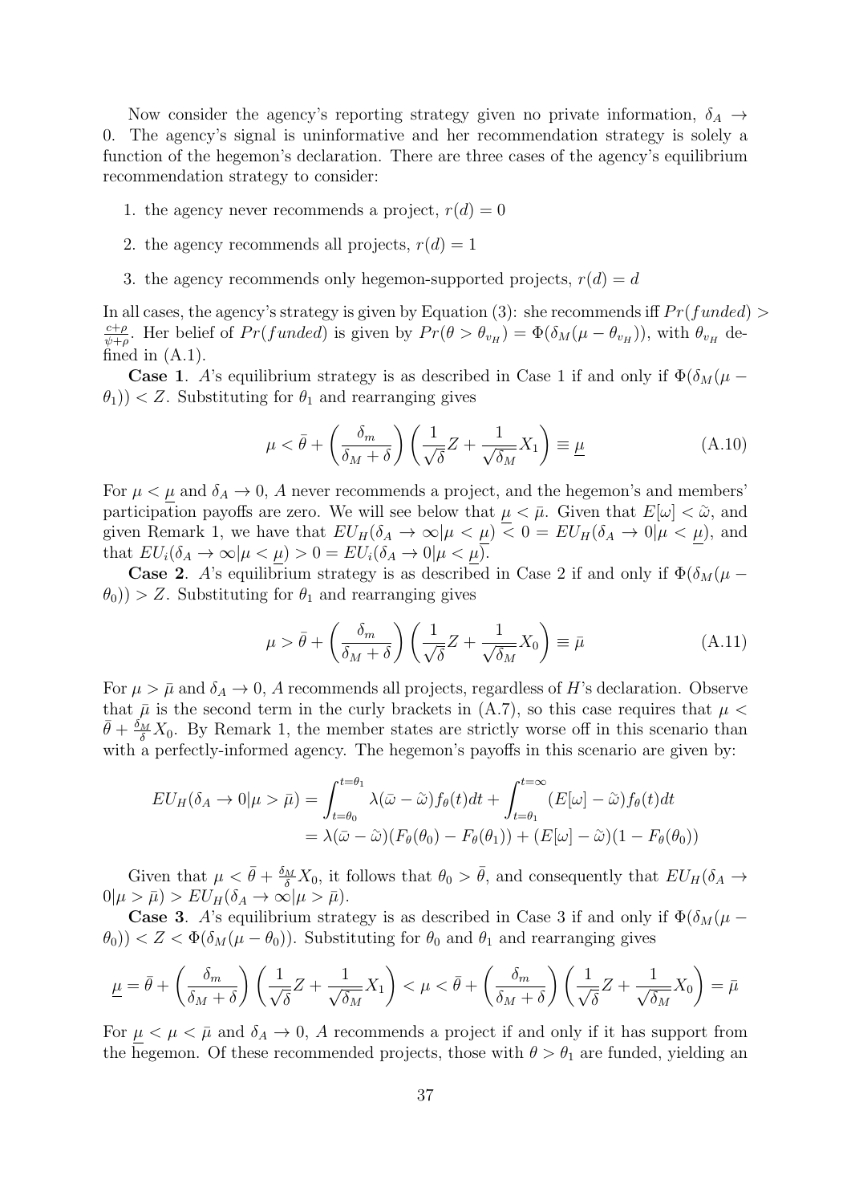Now consider the agency's reporting strategy given no private information, $\delta_A \to 0$. The agency's signal is uninformative and her recommendation strategy is solely a function of the hegemon's declaration. There are three cases of the agency's equilibrium recommendation strategy to consider:

1. the agency never recommends a project, $r(d) = 0$
2. the agency recommends all projects, $r(d) = 1$
3. the agency recommends only hegemon-supported projects, $r(d) = d$

In all cases, the agency's strategy is given by Equation (3): she recommends iff $Pr(funded) > \frac{c+\rho}{\psi+\rho}$. Her belief of $Pr(funded)$ is given by $Pr(\theta > \theta_{v_H}) = \Phi(\delta_M(\mu - \theta_{v_H}))$, with $\theta_{v_H}$ defined in (A.1).

**Case 1**. $A$'s equilibrium strategy is as described in Case 1 if and only if $\Phi(\delta_M(\mu - \theta_1)) < Z$. Substituting for $\theta_1$ and rearranging gives

$$\mu < \bar{\theta} + \left(\frac{\delta_m}{\delta_M + \delta}\right)\left(\frac{1}{\sqrt{\delta}}Z + \frac{1}{\sqrt{\delta_M}}X_1\right) \equiv \underline{\mu} \tag{A.10}$$

For $\mu < \underline{\mu}$ and $\delta_A \to 0$, $A$ never recommends a project, and the hegemon's and members' participation payoffs are zero. We will see below that $\underline{\mu} < \bar{\mu}$. Given that $E[\omega] < \tilde{\omega}$, and given Remark 1, we have that $EU_H(\delta_A \to \infty | \mu < \underline{\mu}) < 0 = EU_H(\delta_A \to 0 | \mu < \underline{\mu})$, and that $EU_i(\delta_A \to \infty | \mu < \underline{\mu}) > 0 = EU_i(\delta_A \to 0 | \mu < \underline{\mu})$.

**Case 2**. $A$'s equilibrium strategy is as described in Case 2 if and only if $\Phi(\delta_M(\mu - \theta_0)) > Z$. Substituting for $\theta_1$ and rearranging gives

$$\mu > \bar{\theta} + \left(\frac{\delta_m}{\delta_M + \delta}\right)\left(\frac{1}{\sqrt{\delta}}Z + \frac{1}{\sqrt{\delta_M}}X_0\right) \equiv \bar{\mu} \tag{A.11}$$

For $\mu > \bar{\mu}$ and $\delta_A \to 0$, $A$ recommends all projects, regardless of $H$'s declaration. Observe that $\bar{\mu}$ is the second term in the curly brackets in (A.7), so this case requires that $\mu < \bar{\theta} + \frac{\delta_M}{\delta}X_0$. By Remark 1, the member states are strictly worse off in this scenario than with a perfectly-informed agency. The hegemon's payoffs in this scenario are given by:

$$\begin{aligned}
EU_H(\delta_A \to 0 | \mu > \bar{\mu}) &= \int_{t=\theta_0}^{t=\theta_1} \lambda(\bar{\omega} - \tilde{\omega}) f_\theta(t) dt + \int_{t=\theta_1}^{t=\infty} (E[\omega] - \tilde{\omega}) f_\theta(t) dt \\
&= \lambda(\bar{\omega} - \tilde{\omega})(F_\theta(\theta_0) - F_\theta(\theta_1)) + (E[\omega] - \tilde{\omega})(1 - F_\theta(\theta_0))
\end{aligned}$$

Given that $\mu < \bar{\theta} + \frac{\delta_M}{\delta}X_0$, it follows that $\theta_0 > \bar{\theta}$, and consequently that $EU_H(\delta_A \to 0 | \mu > \bar{\mu}) > EU_H(\delta_A \to \infty | \mu > \bar{\mu})$.

**Case 3**. $A$'s equilibrium strategy is as described in Case 3 if and only if $\Phi(\delta_M(\mu - \theta_0)) < Z < \Phi(\delta_M(\mu - \theta_0))$. Substituting for $\theta_0$ and $\theta_1$ and rearranging gives

$$\underline{\mu} = \bar{\theta} + \left(\frac{\delta_m}{\delta_M + \delta}\right)\left(\frac{1}{\sqrt{\delta}}Z + \frac{1}{\sqrt{\delta_M}}X_1\right) < \mu < \bar{\theta} + \left(\frac{\delta_m}{\delta_M + \delta}\right)\left(\frac{1}{\sqrt{\delta}}Z + \frac{1}{\sqrt{\delta_M}}X_0\right) = \bar{\mu}$$

For $\underline{\mu} < \mu < \bar{\mu}$ and $\delta_A \to 0$, $A$ recommends a project if and only if it has support from the hegemon. Of these recommended projects, those with $\theta > \theta_1$ are funded, yielding an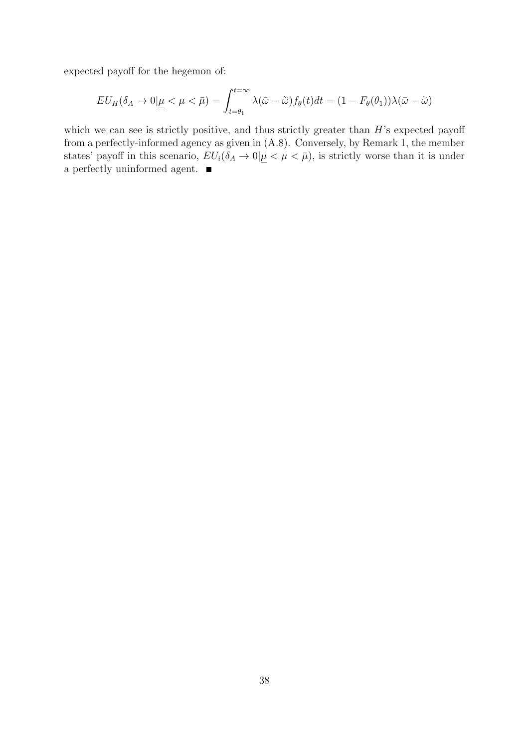expected payoff for the hegemon of:

$$EU_H(\delta_A \to 0|\underline{\mu} < \mu < \bar{\mu}) = \int_{t=\theta_1}^{t=\infty} \lambda(\bar{\omega} - \tilde{\omega}) f_\theta(t) dt = (1 - F_\theta(\theta_1))\lambda(\bar{\omega} - \tilde{\omega})$$

which we can see is strictly positive, and thus strictly greater than $H$'s expected payoff from a perfectly-informed agency as given in (A.8). Conversely, by Remark 1, the member states' payoff in this scenario, $EU_i(\delta_A \to 0|\underline{\mu} < \mu < \bar{\mu})$, is strictly worse than it is under a perfectly uninformed agent. ■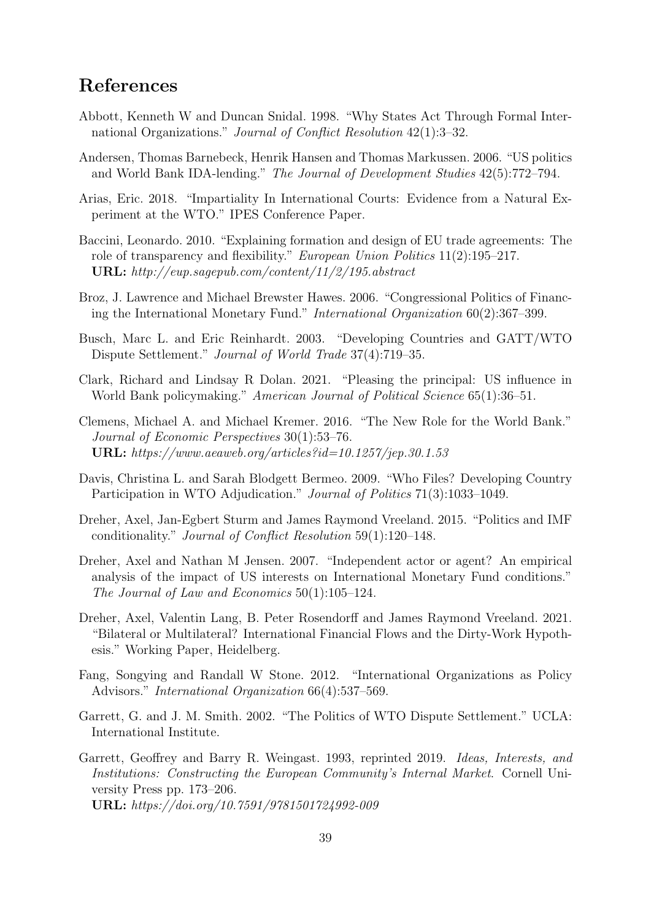# References

Abbott, Kenneth W and Duncan Snidal. 1998. "Why States Act Through Formal International Organizations." *Journal of Conflict Resolution* 42(1):3–32.

Andersen, Thomas Barnebeck, Henrik Hansen and Thomas Markussen. 2006. "US politics and World Bank IDA-lending." *The Journal of Development Studies* 42(5):772–794.

Arias, Eric. 2018. "Impartiality In International Courts: Evidence from a Natural Experiment at the WTO." IPES Conference Paper.

Baccini, Leonardo. 2010. "Explaining formation and design of EU trade agreements: The role of transparency and flexibility." *European Union Politics* 11(2):195–217.
**URL:** *http://eup.sagepub.com/content/11/2/195.abstract*

Broz, J. Lawrence and Michael Brewster Hawes. 2006. "Congressional Politics of Financing the International Monetary Fund." *International Organization* 60(2):367–399.

Busch, Marc L. and Eric Reinhardt. 2003. "Developing Countries and GATT/WTO Dispute Settlement." *Journal of World Trade* 37(4):719–35.

Clark, Richard and Lindsay R Dolan. 2021. "Pleasing the principal: US influence in World Bank policymaking." *American Journal of Political Science* 65(1):36–51.

Clemens, Michael A. and Michael Kremer. 2016. "The New Role for the World Bank." *Journal of Economic Perspectives* 30(1):53–76.
**URL:** *https://www.aeaweb.org/articles?id=10.1257/jep.30.1.53*

Davis, Christina L. and Sarah Blodgett Bermeo. 2009. "Who Files? Developing Country Participation in WTO Adjudication." *Journal of Politics* 71(3):1033–1049.

Dreher, Axel, Jan-Egbert Sturm and James Raymond Vreeland. 2015. "Politics and IMF conditionality." *Journal of Conflict Resolution* 59(1):120–148.

Dreher, Axel and Nathan M Jensen. 2007. "Independent actor or agent? An empirical analysis of the impact of US interests on International Monetary Fund conditions." *The Journal of Law and Economics* 50(1):105–124.

Dreher, Axel, Valentin Lang, B. Peter Rosendorff and James Raymond Vreeland. 2021. "Bilateral or Multilateral? International Financial Flows and the Dirty-Work Hypothesis." Working Paper, Heidelberg.

Fang, Songying and Randall W Stone. 2012. "International Organizations as Policy Advisors." *International Organization* 66(4):537–569.

Garrett, G. and J. M. Smith. 2002. "The Politics of WTO Dispute Settlement." UCLA: International Institute.

Garrett, Geoffrey and Barry R. Weingast. 1993, reprinted 2019. *Ideas, Interests, and Institutions: Constructing the European Community's Internal Market*. Cornell University Press pp. 173–206.
**URL:** *https://doi.org/10.7591/9781501724992-009*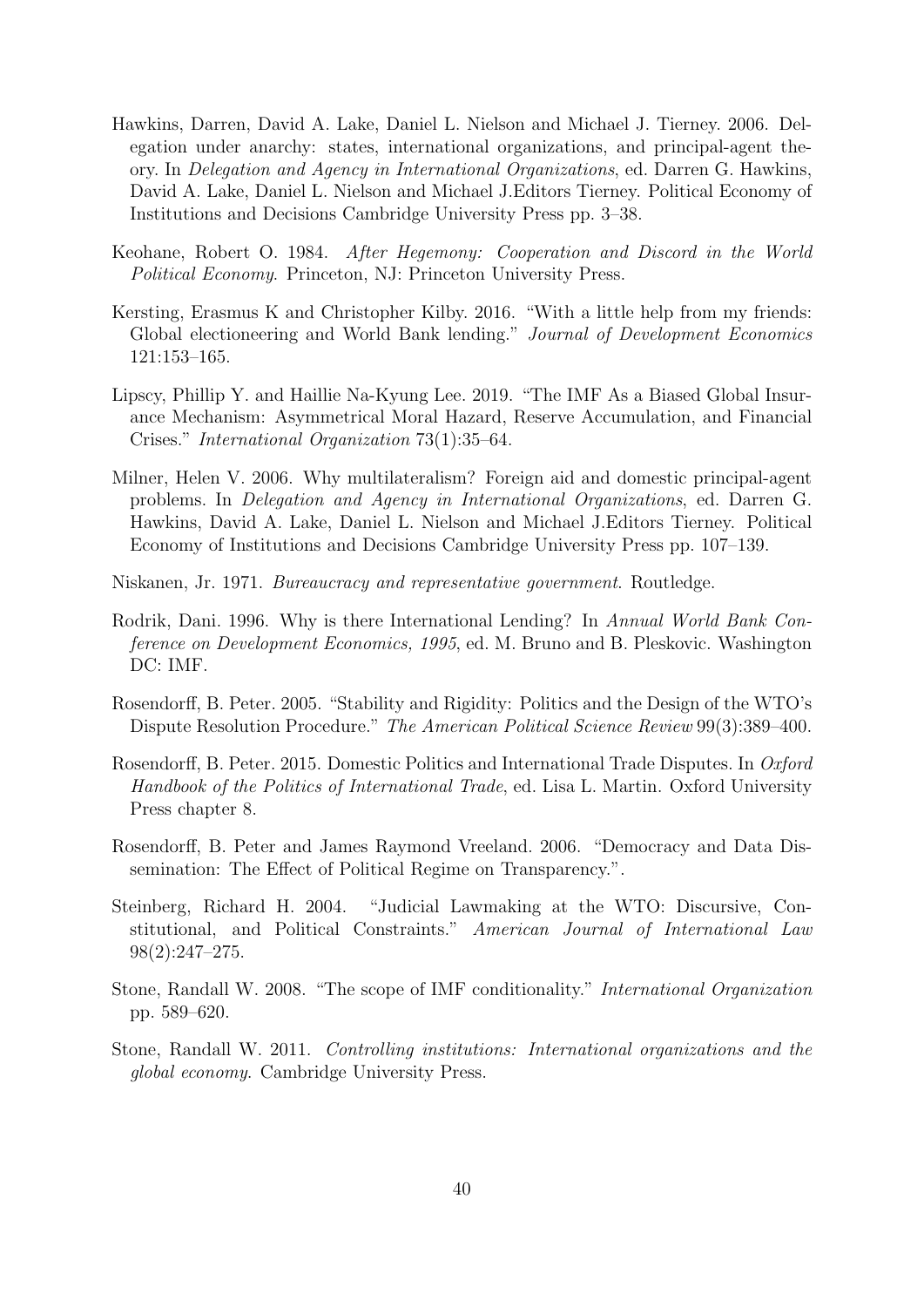Hawkins, Darren, David A. Lake, Daniel L. Nielson and Michael J. Tierney. 2006. Delegation under anarchy: states, international organizations, and principal-agent theory. In *Delegation and Agency in International Organizations*, ed. Darren G. Hawkins, David A. Lake, Daniel L. Nielson and Michael J.Editors Tierney. Political Economy of Institutions and Decisions Cambridge University Press pp. 3–38.

Keohane, Robert O. 1984. *After Hegemony: Cooperation and Discord in the World Political Economy*. Princeton, NJ: Princeton University Press.

Kersting, Erasmus K and Christopher Kilby. 2016. "With a little help from my friends: Global electioneering and World Bank lending." *Journal of Development Economics* 121:153–165.

Lipscy, Phillip Y. and Haillie Na-Kyung Lee. 2019. "The IMF As a Biased Global Insurance Mechanism: Asymmetrical Moral Hazard, Reserve Accumulation, and Financial Crises." *International Organization* 73(1):35–64.

Milner, Helen V. 2006. Why multilateralism? Foreign aid and domestic principal-agent problems. In *Delegation and Agency in International Organizations*, ed. Darren G. Hawkins, David A. Lake, Daniel L. Nielson and Michael J.Editors Tierney. Political Economy of Institutions and Decisions Cambridge University Press pp. 107–139.

Niskanen, Jr. 1971. *Bureaucracy and representative government*. Routledge.

Rodrik, Dani. 1996. Why is there International Lending? In *Annual World Bank Conference on Development Economics, 1995*, ed. M. Bruno and B. Pleskovic. Washington DC: IMF.

Rosendorff, B. Peter. 2005. "Stability and Rigidity: Politics and the Design of the WTO's Dispute Resolution Procedure." *The American Political Science Review* 99(3):389–400.

Rosendorff, B. Peter. 2015. Domestic Politics and International Trade Disputes. In *Oxford Handbook of the Politics of International Trade*, ed. Lisa L. Martin. Oxford University Press chapter 8.

Rosendorff, B. Peter and James Raymond Vreeland. 2006. "Democracy and Data Dissemination: The Effect of Political Regime on Transparency.".

Steinberg, Richard H. 2004. "Judicial Lawmaking at the WTO: Discursive, Constitutional, and Political Constraints." *American Journal of International Law* 98(2):247–275.

Stone, Randall W. 2008. "The scope of IMF conditionality." *International Organization* pp. 589–620.

Stone, Randall W. 2011. *Controlling institutions: International organizations and the global economy*. Cambridge University Press.